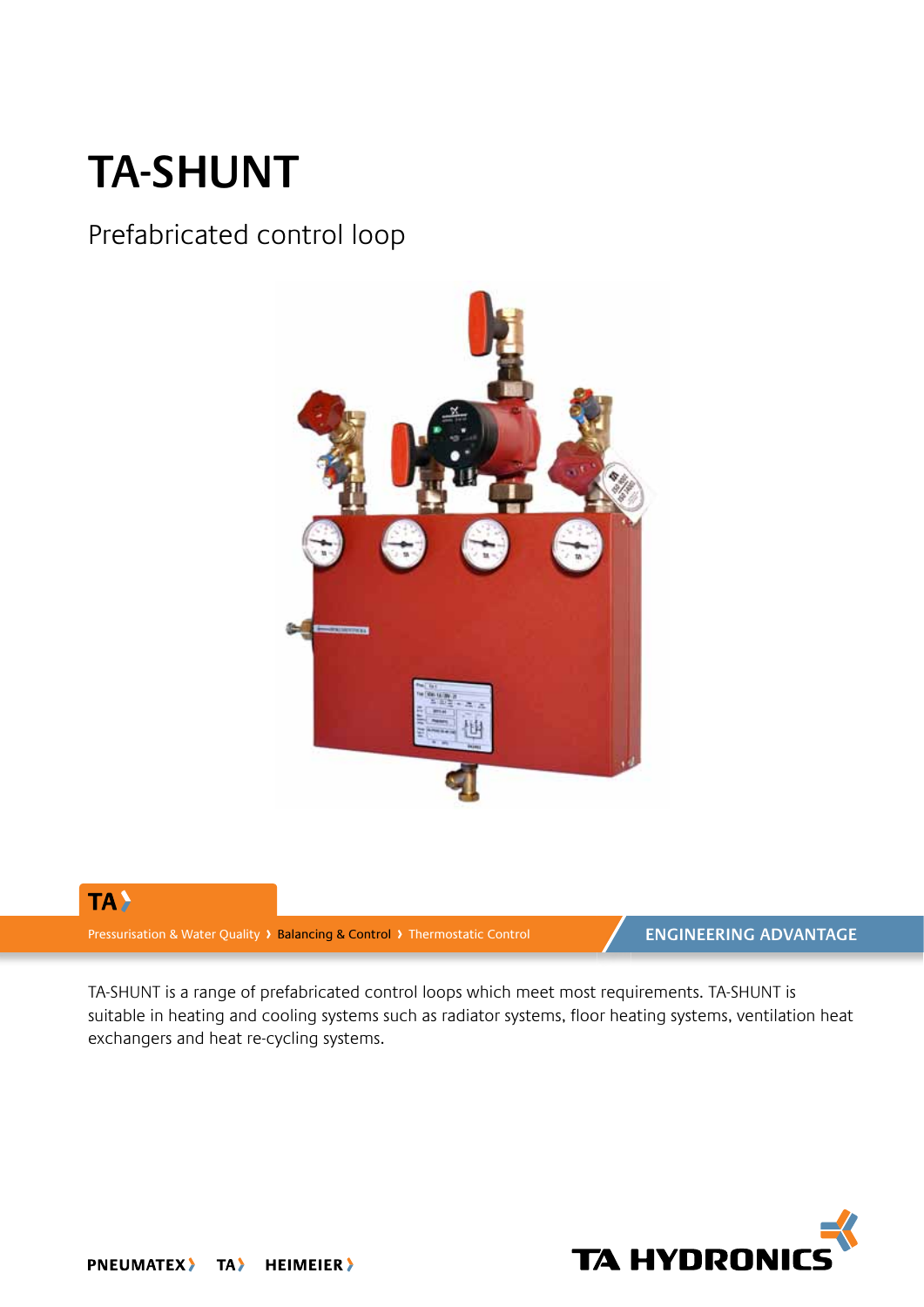# TA-SHUNT

## Prefabricated control loop

TA

Pressurisation & Water Quality › Balancing & Control › Thermostatic Control

ENGINEERING ADVANTAGE

TA-SHUNT is a range of prefabricated control loops which meet most requirements. TA-SHUNT is suitable in heating and cooling systems such as radiator systems, floor heating systems, ventilation heat exchangers and heat re-cycling systems.

PNEUMATEX TA HEIMEIER

TA HYDRONICS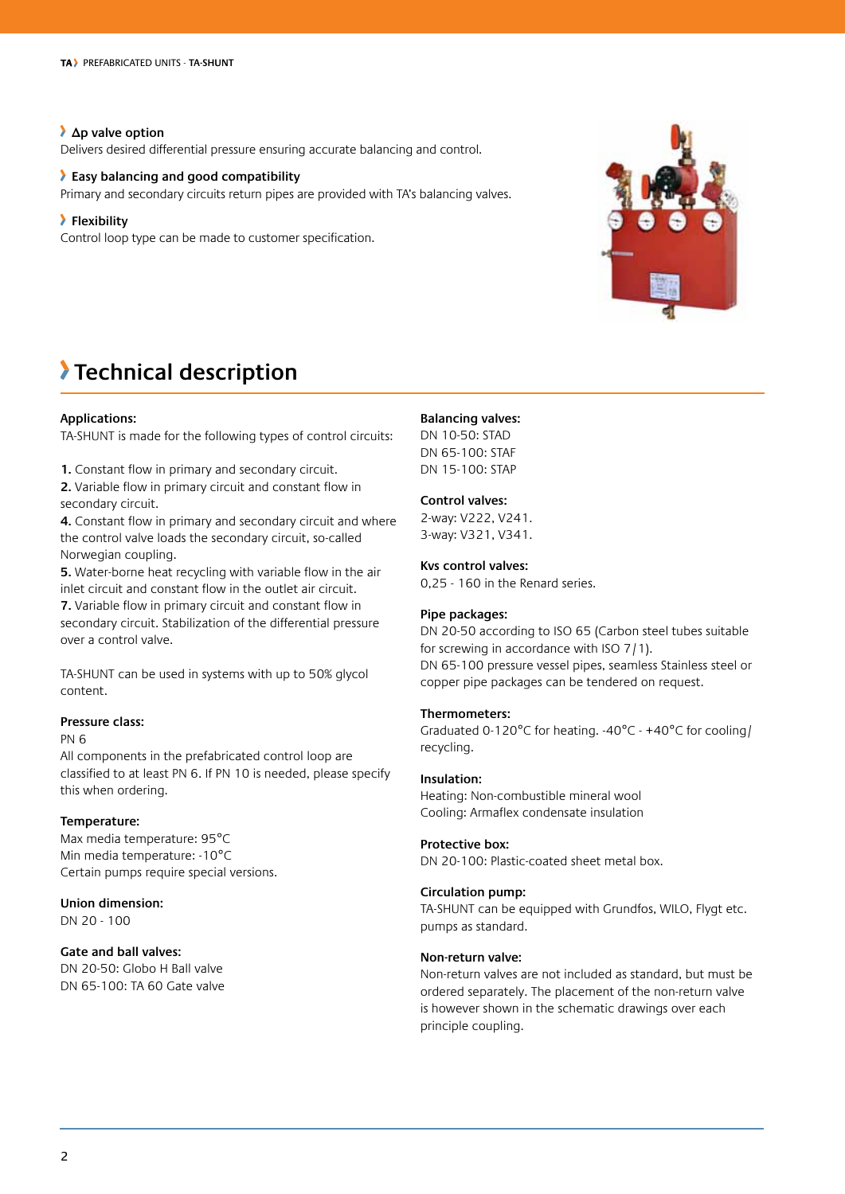### Δp valve option

Delivers desired differential pressure ensuring accurate balancing and control.

### Easy balancing and good compatibility

Primary and secondary circuits return pipes are provided with TA's balancing valves.

### Flexibility

Control loop type can be made to customer specification.

# Technical description

**Applications:**

TA-SHUNT is made for the following types of control circuits:

**1.** Constant flow in primary and secondary circuit.
**2.** Variable flow in primary circuit and constant flow in secondary circuit.
**4.** Constant flow in primary and secondary circuit and where the control valve loads the secondary circuit, so-called Norwegian coupling.
**5.** Water-borne heat recycling with variable flow in the air inlet circuit and constant flow in the outlet air circuit.
**7.** Variable flow in primary circuit and constant flow in secondary circuit. Stabilization of the differential pressure over a control valve.

TA-SHUNT can be used in systems with up to 50% glycol content.

**Pressure class:**

PN 6
All components in the prefabricated control loop are classified to at least PN 6. If PN 10 is needed, please specify this when ordering.

**Temperature:**

Max media temperature: 95°C
Min media temperature: -10°C
Certain pumps require special versions.

**Union dimension:**

DN 20 - 100

**Gate and ball valves:**

DN 20-50: Globo H Ball valve
DN 65-100: TA 60 Gate valve

**Balancing valves:**

DN 10-50: STAD
DN 65-100: STAF
DN 15-100: STAP

**Control valves:**

2-way: V222, V241.
3-way: V321, V341.

**Kvs control valves:**

0,25 - 160 in the Renard series.

**Pipe packages:**

DN 20-50 according to ISO 65 (Carbon steel tubes suitable for screwing in accordance with ISO 7/1).
DN 65-100 pressure vessel pipes, seamless Stainless steel or copper pipe packages can be tendered on request.

**Thermometers:**

Graduated 0-120°C for heating. -40°C - +40°C for cooling/recycling.

**Insulation:**

Heating: Non-combustible mineral wool
Cooling: Armaflex condensate insulation

**Protective box:**

DN 20-100: Plastic-coated sheet metal box.

**Circulation pump:**

TA-SHUNT can be equipped with Grundfos, WILO, Flygt etc. pumps as standard.

**Non-return valve:**

Non-return valves are not included as standard, but must be ordered separately. The placement of the non-return valve is however shown in the schematic drawings over each principle coupling.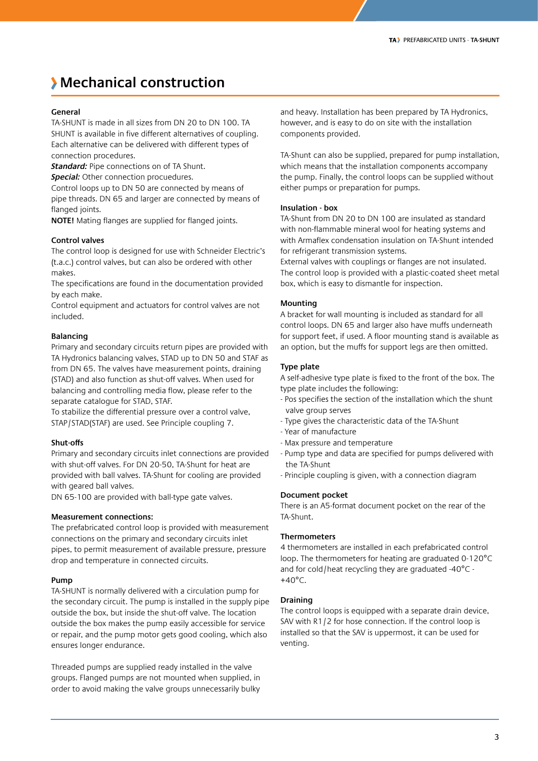# Mechanical construction

**General**

TA-SHUNT is made in all sizes from DN 20 to DN 100. TA SHUNT is available in five different alternatives of coupling. Each alternative can be delivered with different types of connection procedures.

***Standard:*** Pipe connections on of TA Shunt.

***Special:*** Other connection procuedures.

Control loops up to DN 50 are connected by means of pipe threads. DN 65 and larger are connected by means of flanged joints.

**NOTE!** Mating flanges are supplied for flanged joints.

**Control valves**

The control loop is designed for use with Schneider Electric's (t.a.c.) control valves, but can also be ordered with other makes.

The specifications are found in the documentation provided by each make.

Control equipment and actuators for control valves are not included.

**Balancing**

Primary and secondary circuits return pipes are provided with TA Hydronics balancing valves, STAD up to DN 50 and STAF as from DN 65. The valves have measurement points, draining (STAD) and also function as shut-off valves. When used for balancing and controlling media flow, please refer to the separate catalogue for STAD, STAF.

To stabilize the differential pressure over a control valve, STAP/STAD(STAF) are used. See Principle coupling 7.

**Shut-offs**

Primary and secondary circuits inlet connections are provided with shut-off valves. For DN 20-50, TA-Shunt for heat are provided with ball valves. TA-Shunt for cooling are provided with geared ball valves.

DN 65-100 are provided with ball-type gate valves.

**Measurement connections:**

The prefabricated control loop is provided with measurement connections on the primary and secondary circuits inlet pipes, to permit measurement of available pressure, pressure drop and temperature in connected circuits.

**Pump**

TA-SHUNT is normally delivered with a circulation pump for the secondary circuit. The pump is installed in the supply pipe outside the box, but inside the shut-off valve. The location outside the box makes the pump easily accessible for service or repair, and the pump motor gets good cooling, which also ensures longer endurance.

Threaded pumps are supplied ready installed in the valve groups. Flanged pumps are not mounted when supplied, in order to avoid making the valve groups unnecessarily bulky and heavy. Installation has been prepared by TA Hydronics, however, and is easy to do on site with the installation components provided.

TA-Shunt can also be supplied, prepared for pump installation, which means that the installation components accompany the pump. Finally, the control loops can be supplied without either pumps or preparation for pumps.

**Insulation - box**

TA-Shunt from DN 20 to DN 100 are insulated as standard with non-flammable mineral wool for heating systems and with Armaflex condensation insulation on TA-Shunt intended for refrigerant transmission systems.

External valves with couplings or flanges are not insulated. The control loop is provided with a plastic-coated sheet metal box, which is easy to dismantle for inspection.

**Mounting**

A bracket for wall mounting is included as standard for all control loops. DN 65 and larger also have muffs underneath for support feet, if used. A floor mounting stand is available as an option, but the muffs for support legs are then omitted.

**Type plate**

A self-adhesive type plate is fixed to the front of the box. The type plate includes the following:

- Pos specifies the section of the installation which the shunt valve group serves
- Type gives the characteristic data of the TA-Shunt
- Year of manufacture
- Max pressure and temperature
- Pump type and data are specified for pumps delivered with the TA-Shunt
- Principle coupling is given, with a connection diagram

**Document pocket**

There is an A5-format document pocket on the rear of the TA-Shunt.

**Thermometers**

4 thermometers are installed in each prefabricated control loop. The thermometers for heating are graduated 0-120°C and for cold/heat recycling they are graduated -40°C - +40°C.

**Draining**

The control loops is equipped with a separate drain device, SAV with R1/2 for hose connection. If the control loop is installed so that the SAV is uppermost, it can be used for venting.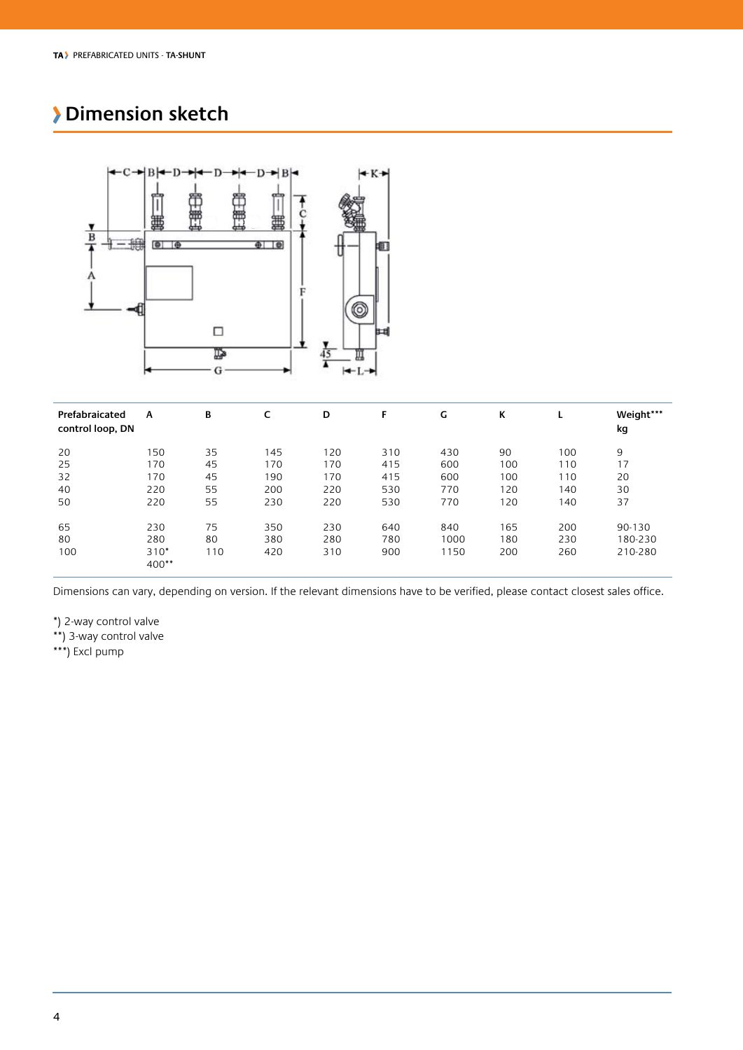# Dimension sketch

| Prefabraicated control loop, DN | A | B | C | D | F | G | K | L | Weight*** kg |
|---|---|---|---|---|---|---|---|---|---|
| 20 | 150 | 35 | 145 | 120 | 310 | 430 | 90 | 100 | 9 |
| 25 | 170 | 45 | 170 | 170 | 415 | 600 | 100 | 110 | 17 |
| 32 | 170 | 45 | 190 | 170 | 415 | 600 | 100 | 110 | 20 |
| 40 | 220 | 55 | 200 | 220 | 530 | 770 | 120 | 140 | 30 |
| 50 | 220 | 55 | 230 | 220 | 530 | 770 | 120 | 140 | 37 |
| 65 | 230 | 75 | 350 | 230 | 640 | 840 | 165 | 200 | 90-130 |
| 80 | 280 | 80 | 380 | 280 | 780 | 1000 | 180 | 230 | 180-230 |
| 100 | 310* 400** | 110 | 420 | 310 | 900 | 1150 | 200 | 260 | 210-280 |

Dimensions can vary, depending on version. If the relevant dimensions have to be verified, please contact closest sales office.

*) 2-way control valve
**) 3-way control valve
***) Excl pump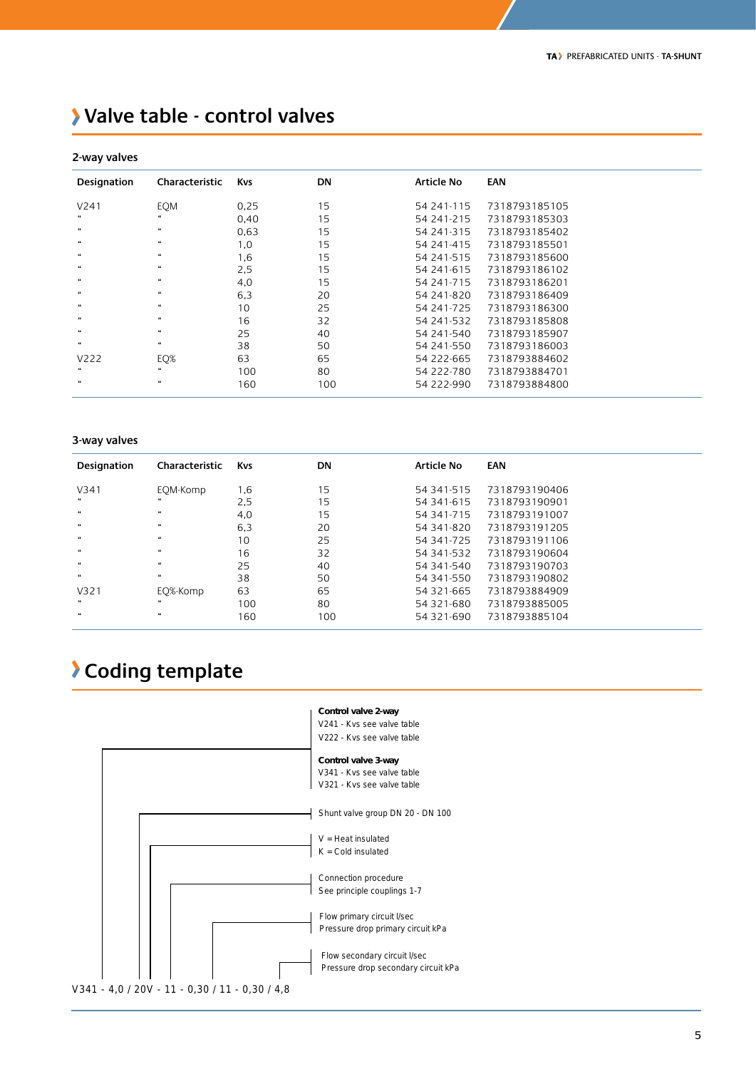# Valve table - control valves

## 2-way valves

| Designation | Characteristic | Kvs | DN | Article No | EAN |
|---|---|---|---|---|---|
| V241 | EQM | 0,25 | 15 | 54 241-115 | 7318793185105 |
| " | " | 0,40 | 15 | 54 241-215 | 7318793185303 |
| " | " | 0,63 | 15 | 54 241-315 | 7318793185402 |
| " | " | 1,0 | 15 | 54 241-415 | 7318793185501 |
| " | " | 1,6 | 15 | 54 241-515 | 7318793185600 |
| " | " | 2,5 | 15 | 54 241-615 | 7318793186102 |
| " | " | 4,0 | 15 | 54 241-715 | 7318793186201 |
| " | " | 6,3 | 20 | 54 241-820 | 7318793186409 |
| " | " | 10 | 25 | 54 241-725 | 7318793186300 |
| " | " | 16 | 32 | 54 241-532 | 7318793185808 |
| " | " | 25 | 40 | 54 241-540 | 7318793185907 |
| " | " | 38 | 50 | 54 241-550 | 7318793186003 |
| V222 | EQ% | 63 | 65 | 54 222-665 | 7318793884602 |
| " | " | 100 | 80 | 54 222-780 | 7318793884701 |
| " | " | 160 | 100 | 54 222-990 | 7318793884800 |

## 3-way valves

| Designation | Characteristic | Kvs | DN | Article No | EAN |
|---|---|---|---|---|---|
| V341 | EQM-Komp | 1,6 | 15 | 54 341-515 | 7318793190406 |
| " | " | 2,5 | 15 | 54 341-615 | 7318793190901 |
| " | " | 4,0 | 15 | 54 341-715 | 7318793191007 |
| " | " | 6,3 | 20 | 54 341-820 | 7318793191205 |
| " | " | 10 | 25 | 54 341-725 | 7318793191106 |
| " | " | 16 | 32 | 54 341-532 | 7318793190604 |
| " | " | 25 | 40 | 54 341-540 | 7318793190703 |
| " | " | 38 | 50 | 54 341-550 | 7318793190802 |
| V321 | EQ%-Komp | 63 | 65 | 54 321-665 | 7318793884909 |
| " | " | 100 | 80 | 54 321-680 | 7318793885005 |
| " | " | 160 | 100 | 54 321-690 | 7318793885104 |

# Coding template

**Control valve 2-way**
V241 - Kvs see valve table
V222 - Kvs see valve table

**Control valve 3-way**
V341 - Kvs see valve table
V321 - Kvs see valve table

Shunt valve group DN 20 - DN 100

V = Heat insulated
K = Cold insulated

Connection procedure
See principle couplings 1-7

Flow primary circuit l/sec
Pressure drop primary circuit kPa

Flow secondary circuit l/sec
Pressure drop secondary circuit kPa

V341 - 4,0 / 20V - 11 - 0,30 / 11 - 0,30 / 4,8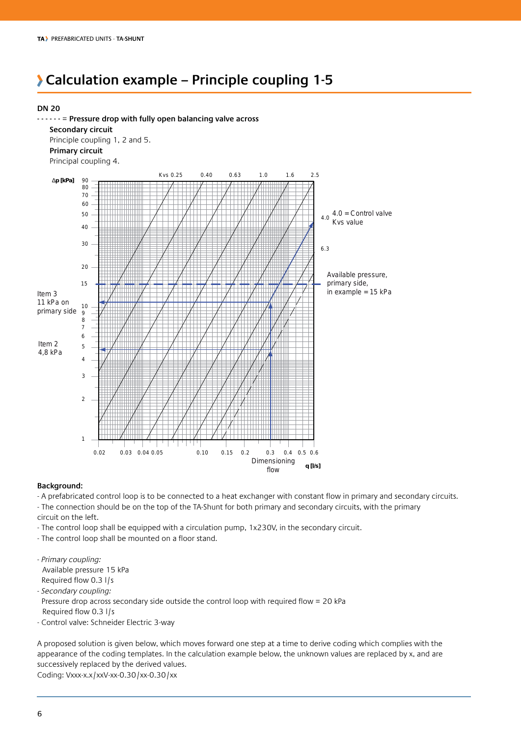# Calculation example – Principle coupling 1-5

**DN 20**

- - - - - - = **Pressure drop with fully open balancing valve across**

**Secondary circuit**

Principle coupling 1, 2 and 5.

**Primary circuit**

Principal coupling 4.

Δp [kPa]

Kvs 0.25 0.40 0.63 1.0 1.6 2.5

4.0 = Control valve Kvs value

6.3

Available pressure, primary side, in example = 15 kPa

Item 3
11 kPa on primary side

Item 2
4,8 kPa

0.02 0.03 0.04 0.05 0.10 0.15 0.2 0.3 0.4 0.5 0.6

Dimensioning flow q [l/s]

**Background:**

- A prefabricated control loop is to be connected to a heat exchanger with constant flow in primary and secondary circuits.
- The connection should be on the top of the TA-Shunt for both primary and secondary circuits, with the primary circuit on the left.
- The control loop shall be equipped with a circulation pump, 1x230V, in the secondary circuit.
- The control loop shall be mounted on a floor stand.

- *Primary coupling:*
  Available pressure 15 kPa
  Required flow 0.3 l/s
- *Secondary coupling:*
  Pressure drop across secondary side outside the control loop with required flow = 20 kPa
  Required flow 0.3 l/s
- Control valve: Schneider Electric 3-way

A proposed solution is given below, which moves forward one step at a time to derive coding which complies with the appearance of the coding templates. In the calculation example below, the unknown values are replaced by x, and are successively replaced by the derived values.

Coding: Vxxx-x.x/xxV-xx-0.30/xx-0.30/xx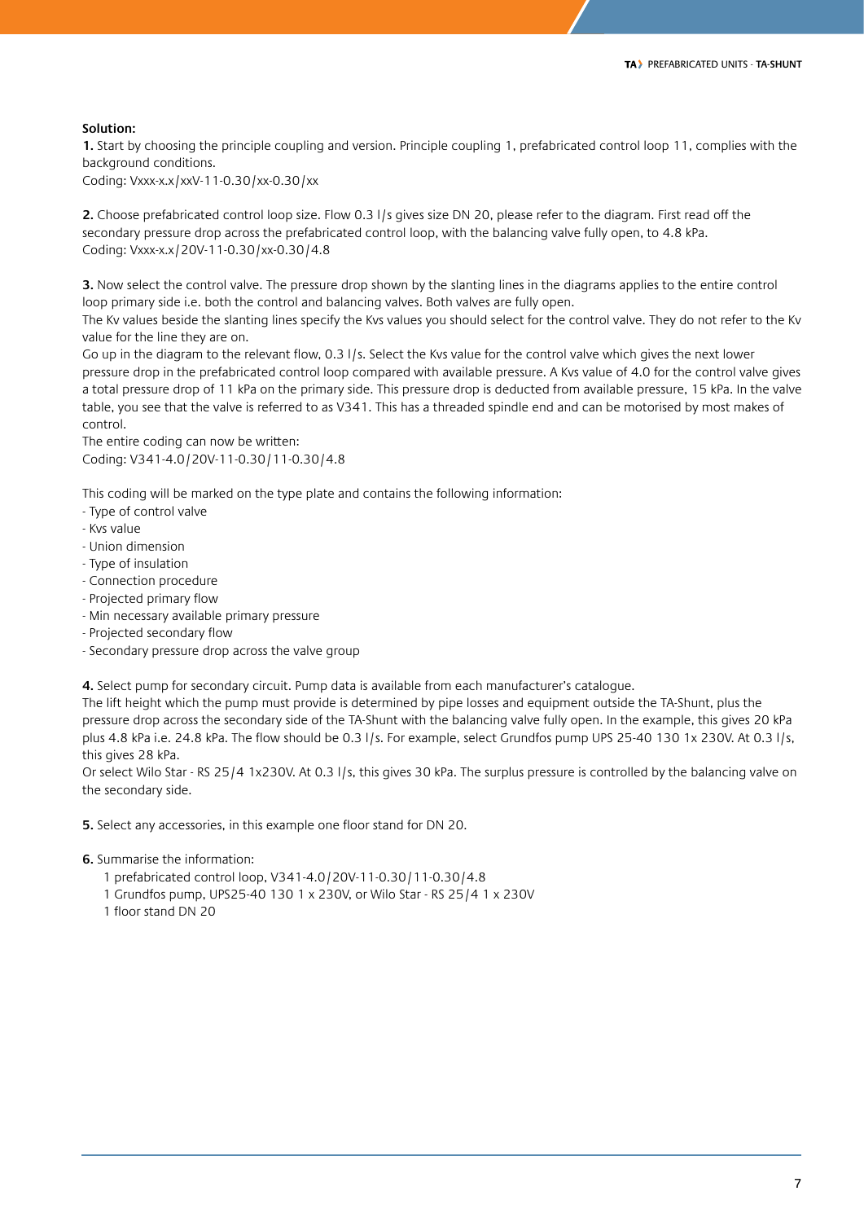**Solution:**

**1.** Start by choosing the principle coupling and version. Principle coupling 1, prefabricated control loop 11, complies with the background conditions.
Coding: Vxxx-x.x/xxV-11-0.30/xx-0.30/xx

**2.** Choose prefabricated control loop size. Flow 0.3 l/s gives size DN 20, please refer to the diagram. First read off the secondary pressure drop across the prefabricated control loop, with the balancing valve fully open, to 4.8 kPa.
Coding: Vxxx-x.x/20V-11-0.30/xx-0.30/4.8

**3.** Now select the control valve. The pressure drop shown by the slanting lines in the diagrams applies to the entire control loop primary side i.e. both the control and balancing valves. Both valves are fully open.
The Kv values beside the slanting lines specify the Kvs values you should select for the control valve. They do not refer to the Kv value for the line they are on.
Go up in the diagram to the relevant flow, 0.3 l/s. Select the Kvs value for the control valve which gives the next lower pressure drop in the prefabricated control loop compared with available pressure. A Kvs value of 4.0 for the control valve gives a total pressure drop of 11 kPa on the primary side. This pressure drop is deducted from available pressure, 15 kPa. In the valve table, you see that the valve is referred to as V341. This has a threaded spindle end and can be motorised by most makes of control.
The entire coding can now be written:
Coding: V341-4.0/20V-11-0.30/11-0.30/4.8

This coding will be marked on the type plate and contains the following information:

- Type of control valve
- Kvs value
- Union dimension
- Type of insulation
- Connection procedure
- Projected primary flow
- Min necessary available primary pressure
- Projected secondary flow
- Secondary pressure drop across the valve group

**4.** Select pump for secondary circuit. Pump data is available from each manufacturer's catalogue.
The lift height which the pump must provide is determined by pipe losses and equipment outside the TA-Shunt, plus the pressure drop across the secondary side of the TA-Shunt with the balancing valve fully open. In the example, this gives 20 kPa plus 4.8 kPa i.e. 24.8 kPa. The flow should be 0.3 l/s. For example, select Grundfos pump UPS 25-40 130 1x 230V. At 0.3 l/s, this gives 28 kPa.
Or select Wilo Star - RS 25/4 1x230V. At 0.3 l/s, this gives 30 kPa. The surplus pressure is controlled by the balancing valve on the secondary side.

**5.** Select any accessories, in this example one floor stand for DN 20.

**6.** Summarise the information:

1 prefabricated control loop, V341-4.0/20V-11-0.30/11-0.30/4.8
1 Grundfos pump, UPS25-40 130 1 x 230V, or Wilo Star - RS 25/4 1 x 230V
1 floor stand DN 20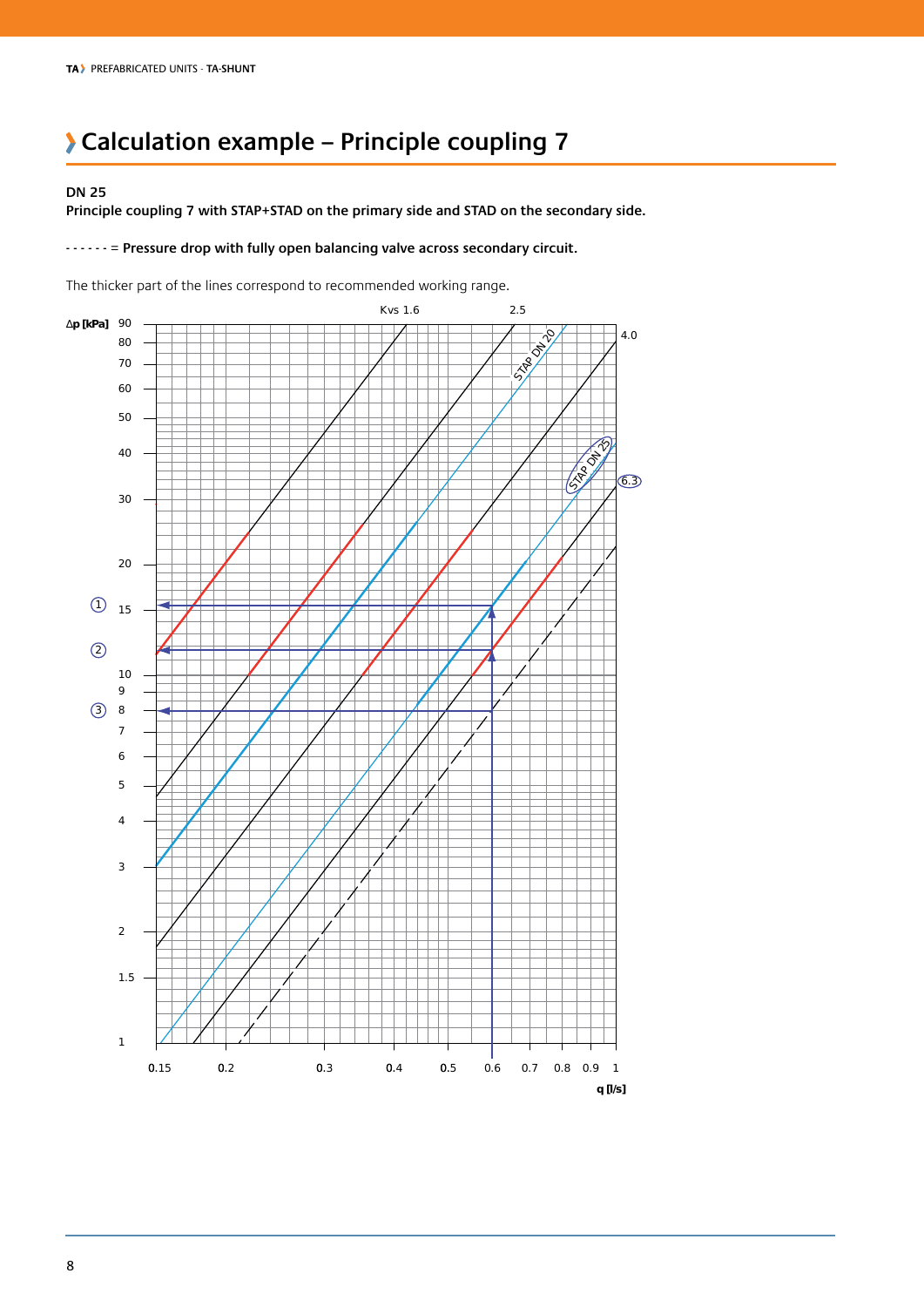# Calculation example – Principle coupling 7

**DN 25**

**Principle coupling 7 with STAP+STAD on the primary side and STAD on the secondary side.**

- - - - - - = **Pressure drop with fully open balancing valve across secondary circuit.**

The thicker part of the lines correspond to recommended working range.

Δp [kPa]

Kvs 1.6 2.5 4.0 6.3

STAP DN 20

STAP DN 25

① ② ③

q [l/s]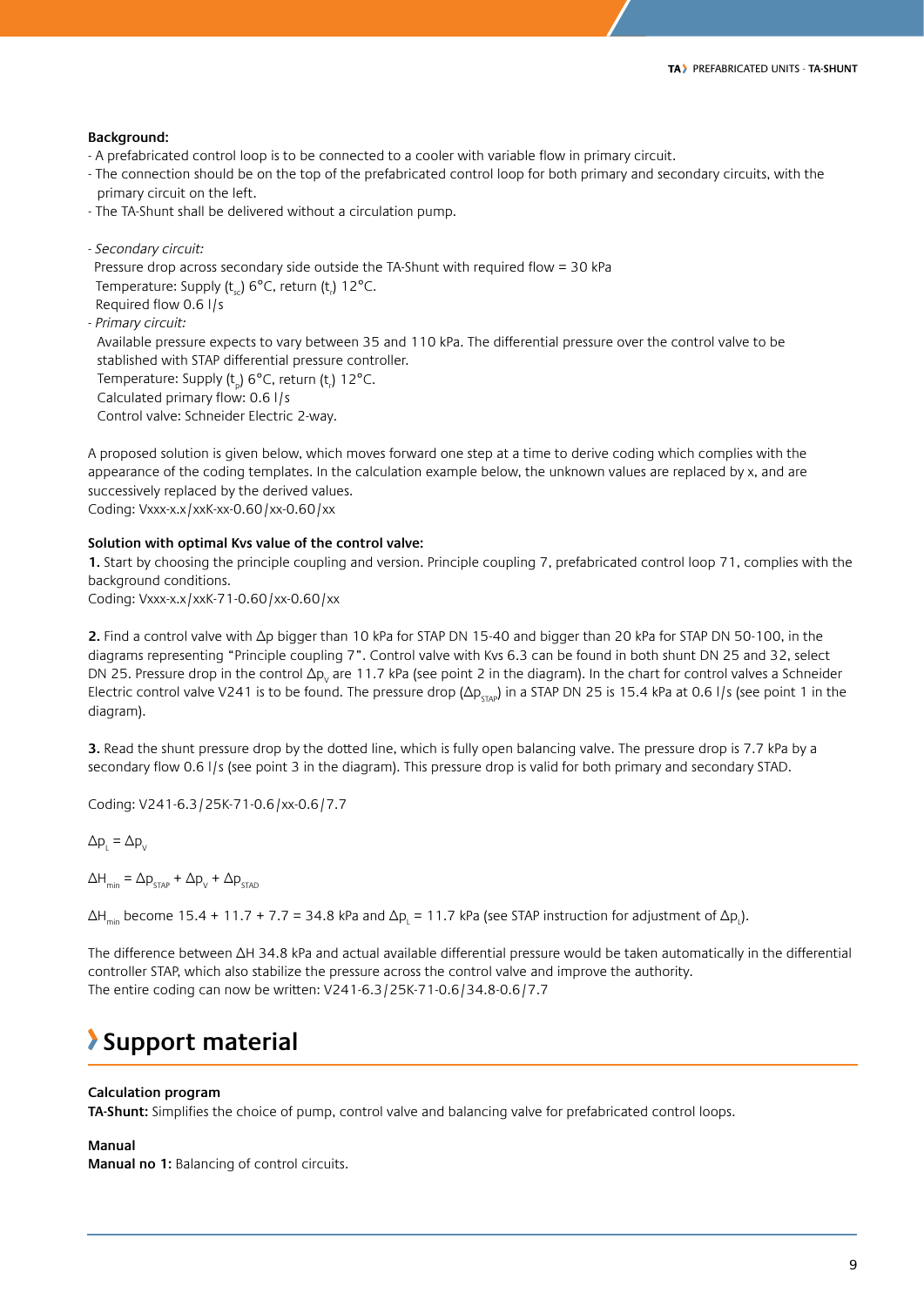**Background:**

- A prefabricated control loop is to be connected to a cooler with variable flow in primary circuit.
- The connection should be on the top of the prefabricated control loop for both primary and secondary circuits, with the primary circuit on the left.
- The TA-Shunt shall be delivered without a circulation pump.

- *Secondary circuit:*
  Pressure drop across secondary side outside the TA-Shunt with required flow = 30 kPa
  Temperature: Supply ($t_{sc}$) 6°C, return ($t_r$) 12°C.
  Required flow 0.6 l/s
- *Primary circuit:*
  Available pressure expects to vary between 35 and 110 kPa. The differential pressure over the control valve to be stablished with STAP differential pressure controller.
  Temperature: Supply ($t_p$) 6°C, return ($t_r$) 12°C.
  Calculated primary flow: 0.6 l/s
  Control valve: Schneider Electric 2-way.

A proposed solution is given below, which moves forward one step at a time to derive coding which complies with the appearance of the coding templates. In the calculation example below, the unknown values are replaced by x, and are successively replaced by the derived values.
Coding: Vxxx-x.x/xxK-xx-0.60/xx-0.60/xx

**Solution with optimal Kvs value of the control valve:**

**1.** Start by choosing the principle coupling and version. Principle coupling 7, prefabricated control loop 71, complies with the background conditions.
Coding: Vxxx-x.x/xxK-71-0.60/xx-0.60/xx

**2.** Find a control valve with Δp bigger than 10 kPa for STAP DN 15-40 and bigger than 20 kPa for STAP DN 50-100, in the diagrams representing "Principle coupling 7". Control valve with Kvs 6.3 can be found in both shunt DN 25 and 32, select DN 25. Pressure drop in the control $\Delta p_v$ are 11.7 kPa (see point 2 in the diagram). In the chart for control valves a Schneider Electric control valve V241 is to be found. The pressure drop ($\Delta p_{STAP}$) in a STAP DN 25 is 15.4 kPa at 0.6 l/s (see point 1 in the diagram).

**3.** Read the shunt pressure drop by the dotted line, which is fully open balancing valve. The pressure drop is 7.7 kPa by a secondary flow 0.6 l/s (see point 3 in the diagram). This pressure drop is valid for both primary and secondary STAD.

Coding: V241-6.3/25K-71-0.6/xx-0.6/7.7

$\Delta p_L = \Delta p_V$

$\Delta H_{min} = \Delta p_{STAP} + \Delta p_V + \Delta p_{STAD}$

$\Delta H_{min}$ become 15.4 + 11.7 + 7.7 = 34.8 kPa and $\Delta p_L$ = 11.7 kPa (see STAP instruction for adjustment of $\Delta p_L$).

The difference between ΔH 34.8 kPa and actual available differential pressure would be taken automatically in the differential controller STAP, which also stabilize the pressure across the control valve and improve the authority.
The entire coding can now be written: V241-6.3/25K-71-0.6/34.8-0.6/7.7

# Support material

**Calculation program**
**TA-Shunt:** Simplifies the choice of pump, control valve and balancing valve for prefabricated control loops.

**Manual**
**Manual no 1:** Balancing of control circuits.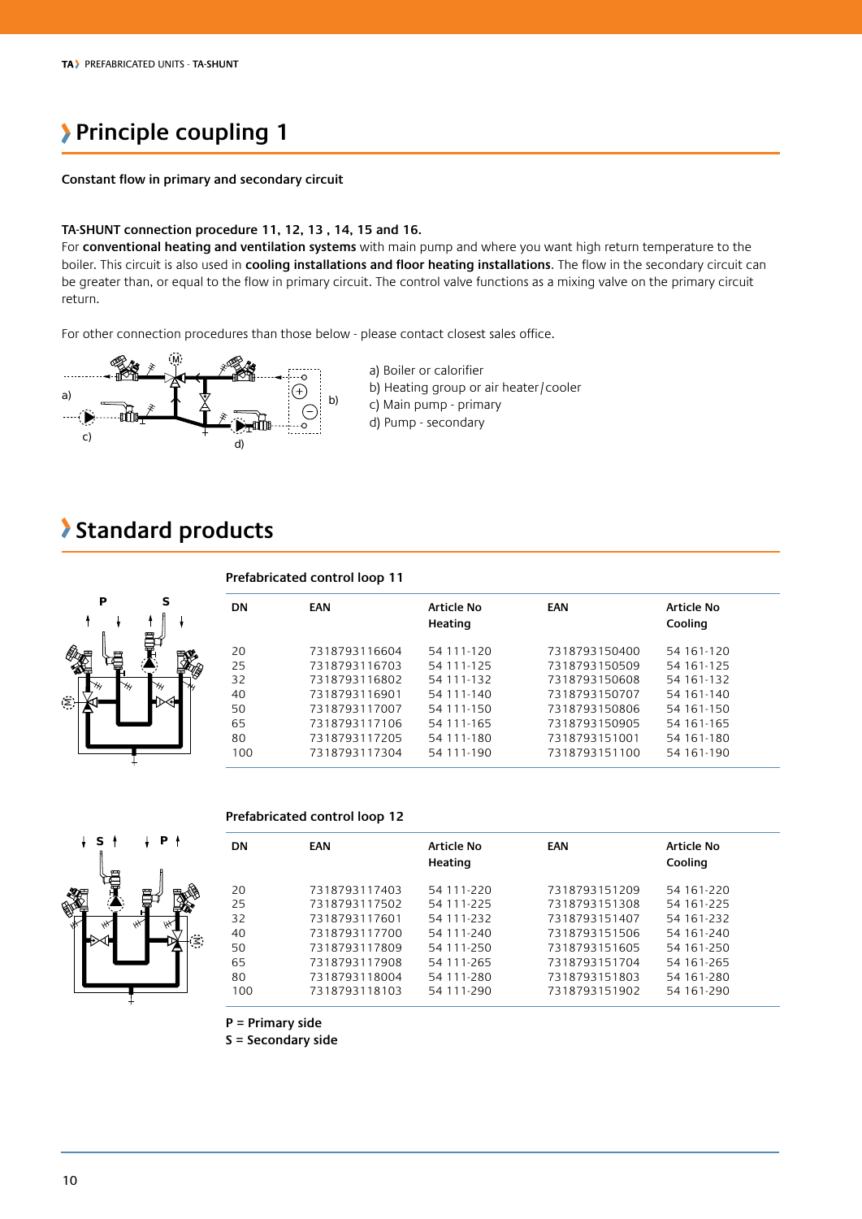# Principle coupling 1

**Constant flow in primary and secondary circuit**

**TA-SHUNT connection procedure 11, 12, 13 , 14, 15 and 16.**
For **conventional heating and ventilation systems** with main pump and where you want high return temperature to the boiler. This circuit is also used in **cooling installations and floor heating installations**. The flow in the secondary circuit can be greater than, or equal to the flow in primary circuit. The control valve functions as a mixing valve on the primary circuit return.

For other connection procedures than those below - please contact closest sales office.

a) Boiler or calorifier
b) Heating group or air heater/cooler
c) Main pump - primary
d) Pump - secondary

# Standard products

### Prefabricated control loop 11

| DN | EAN | Article No Heating | EAN | Article No Cooling |
|---|---|---|---|---|
| 20 | 7318793116604 | 54 111-120 | 7318793150400 | 54 161-120 |
| 25 | 7318793116703 | 54 111-125 | 7318793150509 | 54 161-125 |
| 32 | 7318793116802 | 54 111-132 | 7318793150608 | 54 161-132 |
| 40 | 7318793116901 | 54 111-140 | 7318793150707 | 54 161-140 |
| 50 | 7318793117007 | 54 111-150 | 7318793150806 | 54 161-150 |
| 65 | 7318793117106 | 54 111-165 | 7318793150905 | 54 161-165 |
| 80 | 7318793117205 | 54 111-180 | 7318793151001 | 54 161-180 |
| 100 | 7318793117304 | 54 111-190 | 7318793151100 | 54 161-190 |

### Prefabricated control loop 12

| DN | EAN | Article No Heating | EAN | Article No Cooling |
|---|---|---|---|---|
| 20 | 7318793117403 | 54 111-220 | 7318793151209 | 54 161-220 |
| 25 | 7318793117502 | 54 111-225 | 7318793151308 | 54 161-225 |
| 32 | 7318793117601 | 54 111-232 | 7318793151407 | 54 161-232 |
| 40 | 7318793117700 | 54 111-240 | 7318793151506 | 54 161-240 |
| 50 | 7318793117809 | 54 111-250 | 7318793151605 | 54 161-250 |
| 65 | 7318793117908 | 54 111-265 | 7318793151704 | 54 161-265 |
| 80 | 7318793118004 | 54 111-280 | 7318793151803 | 54 161-280 |
| 100 | 7318793118103 | 54 111-290 | 7318793151902 | 54 161-290 |

**P = Primary side**
**S = Secondary side**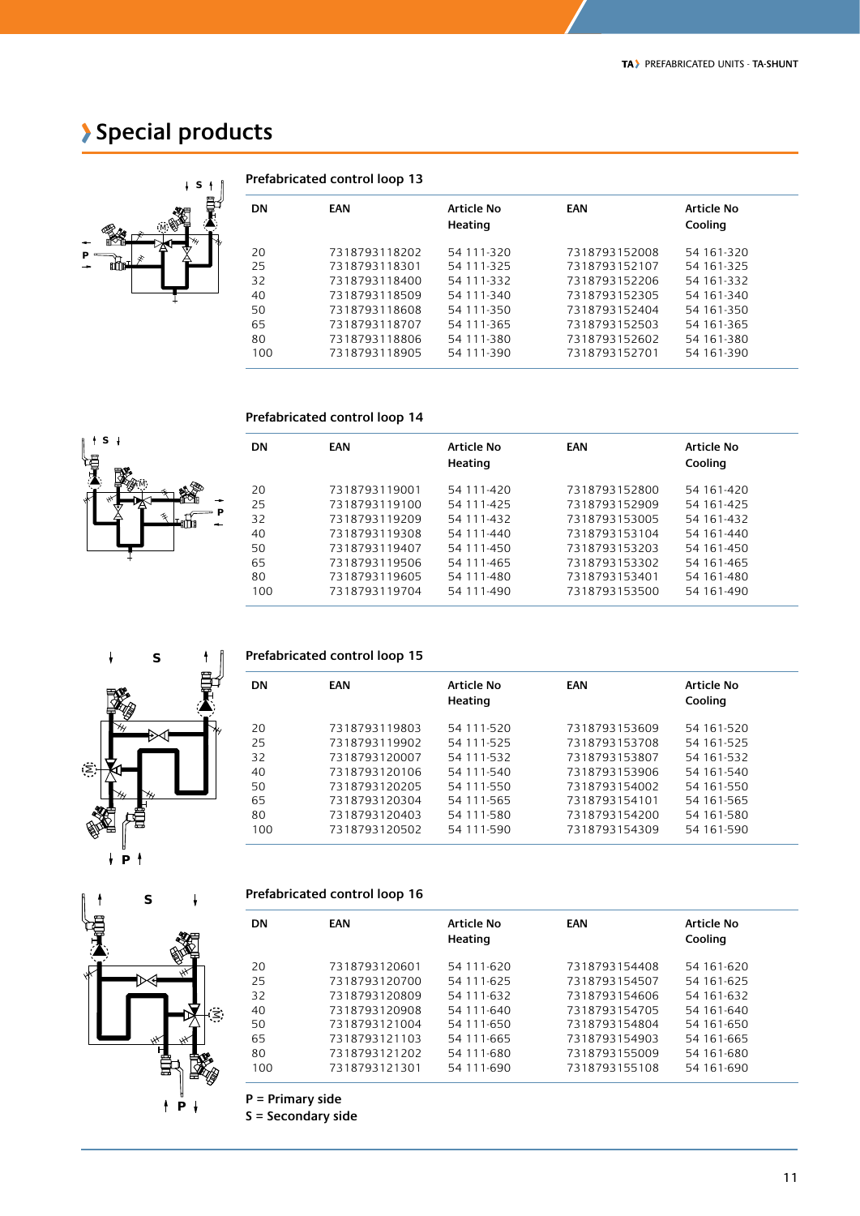# Special products

### Prefabricated control loop 13

| DN | EAN | Article No Heating | EAN | Article No Cooling |
|---|---|---|---|---|
| 20 | 7318793118202 | 54 111-320 | 7318793152008 | 54 161-320 |
| 25 | 7318793118301 | 54 111-325 | 7318793152107 | 54 161-325 |
| 32 | 7318793118400 | 54 111-332 | 7318793152206 | 54 161-332 |
| 40 | 7318793118509 | 54 111-340 | 7318793152305 | 54 161-340 |
| 50 | 7318793118608 | 54 111-350 | 7318793152404 | 54 161-350 |
| 65 | 7318793118707 | 54 111-365 | 7318793152503 | 54 161-365 |
| 80 | 7318793118806 | 54 111-380 | 7318793152602 | 54 161-380 |
| 100 | 7318793118905 | 54 111-390 | 7318793152701 | 54 161-390 |

### Prefabricated control loop 14

| DN | EAN | Article No Heating | EAN | Article No Cooling |
|---|---|---|---|---|
| 20 | 7318793119001 | 54 111-420 | 7318793152800 | 54 161-420 |
| 25 | 7318793119100 | 54 111-425 | 7318793152909 | 54 161-425 |
| 32 | 7318793119209 | 54 111-432 | 7318793153005 | 54 161-432 |
| 40 | 7318793119308 | 54 111-440 | 7318793153104 | 54 161-440 |
| 50 | 7318793119407 | 54 111-450 | 7318793153203 | 54 161-450 |
| 65 | 7318793119506 | 54 111-465 | 7318793153302 | 54 161-465 |
| 80 | 7318793119605 | 54 111-480 | 7318793153401 | 54 161-480 |
| 100 | 7318793119704 | 54 111-490 | 7318793153500 | 54 161-490 |

### Prefabricated control loop 15

| DN | EAN | Article No Heating | EAN | Article No Cooling |
|---|---|---|---|---|
| 20 | 7318793119803 | 54 111-520 | 7318793153609 | 54 161-520 |
| 25 | 7318793119902 | 54 111-525 | 7318793153708 | 54 161-525 |
| 32 | 7318793120007 | 54 111-532 | 7318793153807 | 54 161-532 |
| 40 | 7318793120106 | 54 111-540 | 7318793153906 | 54 161-540 |
| 50 | 7318793120205 | 54 111-550 | 7318793154002 | 54 161-550 |
| 65 | 7318793120304 | 54 111-565 | 7318793154101 | 54 161-565 |
| 80 | 7318793120403 | 54 111-580 | 7318793154200 | 54 161-580 |
| 100 | 7318793120502 | 54 111-590 | 7318793154309 | 54 161-590 |

### Prefabricated control loop 16

| DN | EAN | Article No Heating | EAN | Article No Cooling |
|---|---|---|---|---|
| 20 | 7318793120601 | 54 111-620 | 7318793154408 | 54 161-620 |
| 25 | 7318793120700 | 54 111-625 | 7318793154507 | 54 161-625 |
| 32 | 7318793120809 | 54 111-632 | 7318793154606 | 54 161-632 |
| 40 | 7318793120908 | 54 111-640 | 7318793154705 | 54 161-640 |
| 50 | 7318793121004 | 54 111-650 | 7318793154804 | 54 161-650 |
| 65 | 7318793121103 | 54 111-665 | 7318793154903 | 54 161-665 |
| 80 | 7318793121202 | 54 111-680 | 7318793155009 | 54 161-680 |
| 100 | 7318793121301 | 54 111-690 | 7318793155108 | 54 161-690 |

**P = Primary side**
**S = Secondary side**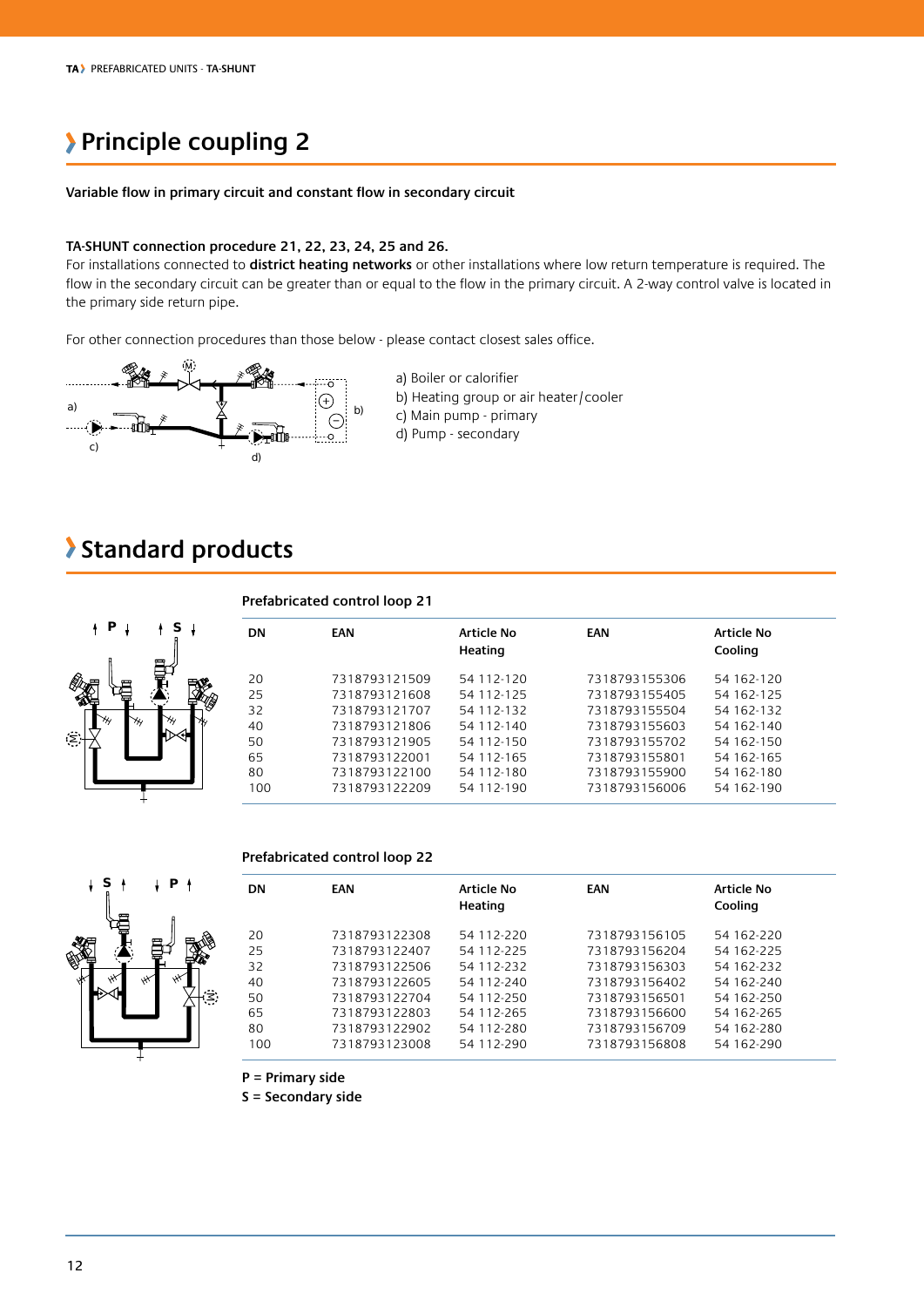# Principle coupling 2

**Variable flow in primary circuit and constant flow in secondary circuit**

**TA-SHUNT connection procedure 21, 22, 23, 24, 25 and 26.**
For installations connected to **district heating networks** or other installations where low return temperature is required. The flow in the secondary circuit can be greater than or equal to the flow in the primary circuit. A 2-way control valve is located in the primary side return pipe.

For other connection procedures than those below - please contact closest sales office.

a) Boiler or calorifier
b) Heating group or air heater/cooler
c) Main pump - primary
d) Pump - secondary

# Standard products

### Prefabricated control loop 21

| DN | EAN | Article No Heating | EAN | Article No Cooling |
|---|---|---|---|---|
| 20 | 7318793121509 | 54 112-120 | 7318793155306 | 54 162-120 |
| 25 | 7318793121608 | 54 112-125 | 7318793155405 | 54 162-125 |
| 32 | 7318793121707 | 54 112-132 | 7318793155504 | 54 162-132 |
| 40 | 7318793121806 | 54 112-140 | 7318793155603 | 54 162-140 |
| 50 | 7318793121905 | 54 112-150 | 7318793155702 | 54 162-150 |
| 65 | 7318793122001 | 54 112-165 | 7318793155801 | 54 162-165 |
| 80 | 7318793122100 | 54 112-180 | 7318793155900 | 54 162-180 |
| 100 | 7318793122209 | 54 112-190 | 7318793156006 | 54 162-190 |

### Prefabricated control loop 22

| DN | EAN | Article No Heating | EAN | Article No Cooling |
|---|---|---|---|---|
| 20 | 7318793122308 | 54 112-220 | 7318793156105 | 54 162-220 |
| 25 | 7318793122407 | 54 112-225 | 7318793156204 | 54 162-225 |
| 32 | 7318793122506 | 54 112-232 | 7318793156303 | 54 162-232 |
| 40 | 7318793122605 | 54 112-240 | 7318793156402 | 54 162-240 |
| 50 | 7318793122704 | 54 112-250 | 7318793156501 | 54 162-250 |
| 65 | 7318793122803 | 54 112-265 | 7318793156600 | 54 162-265 |
| 80 | 7318793122902 | 54 112-280 | 7318793156709 | 54 162-280 |
| 100 | 7318793123008 | 54 112-290 | 7318793156808 | 54 162-290 |

**P = Primary side**
**S = Secondary side**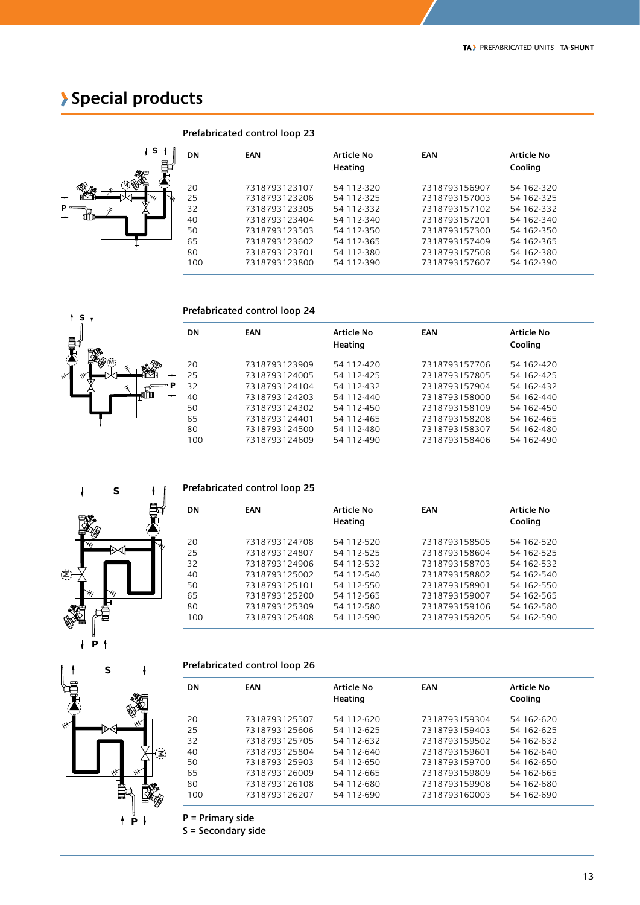# Special products

## Prefabricated control loop 23

| DN | EAN | Article No Heating | EAN | Article No Cooling |
|---|---|---|---|---|
| 20 | 7318793123107 | 54 112-320 | 7318793156907 | 54 162-320 |
| 25 | 7318793123206 | 54 112-325 | 7318793157003 | 54 162-325 |
| 32 | 7318793123305 | 54 112-332 | 7318793157102 | 54 162-332 |
| 40 | 7318793123404 | 54 112-340 | 7318793157201 | 54 162-340 |
| 50 | 7318793123503 | 54 112-350 | 7318793157300 | 54 162-350 |
| 65 | 7318793123602 | 54 112-365 | 7318793157409 | 54 162-365 |
| 80 | 7318793123701 | 54 112-380 | 7318793157508 | 54 162-380 |
| 100 | 7318793123800 | 54 112-390 | 7318793157607 | 54 162-390 |

## Prefabricated control loop 24

| DN | EAN | Article No Heating | EAN | Article No Cooling |
|---|---|---|---|---|
| 20 | 7318793123909 | 54 112-420 | 7318793157706 | 54 162-420 |
| 25 | 7318793124005 | 54 112-425 | 7318793157805 | 54 162-425 |
| 32 | 7318793124104 | 54 112-432 | 7318793157904 | 54 162-432 |
| 40 | 7318793124203 | 54 112-440 | 7318793158000 | 54 162-440 |
| 50 | 7318793124302 | 54 112-450 | 7318793158109 | 54 162-450 |
| 65 | 7318793124401 | 54 112-465 | 7318793158208 | 54 162-465 |
| 80 | 7318793124500 | 54 112-480 | 7318793158307 | 54 162-480 |
| 100 | 7318793124609 | 54 112-490 | 7318793158406 | 54 162-490 |

## Prefabricated control loop 25

| DN | EAN | Article No Heating | EAN | Article No Cooling |
|---|---|---|---|---|
| 20 | 7318793124708 | 54 112-520 | 7318793158505 | 54 162-520 |
| 25 | 7318793124807 | 54 112-525 | 7318793158604 | 54 162-525 |
| 32 | 7318793124906 | 54 112-532 | 7318793158703 | 54 162-532 |
| 40 | 7318793125002 | 54 112-540 | 7318793158802 | 54 162-540 |
| 50 | 7318793125101 | 54 112-550 | 7318793158901 | 54 162-550 |
| 65 | 7318793125200 | 54 112-565 | 7318793159007 | 54 162-565 |
| 80 | 7318793125309 | 54 112-580 | 7318793159106 | 54 162-580 |
| 100 | 7318793125408 | 54 112-590 | 7318793159205 | 54 162-590 |

## Prefabricated control loop 26

| DN | EAN | Article No Heating | EAN | Article No Cooling |
|---|---|---|---|---|
| 20 | 7318793125507 | 54 112-620 | 7318793159304 | 54 162-620 |
| 25 | 7318793125606 | 54 112-625 | 7318793159403 | 54 162-625 |
| 32 | 7318793125705 | 54 112-632 | 7318793159502 | 54 162-632 |
| 40 | 7318793125804 | 54 112-640 | 7318793159601 | 54 162-640 |
| 50 | 7318793125903 | 54 112-650 | 7318793159700 | 54 162-650 |
| 65 | 7318793126009 | 54 112-665 | 7318793159809 | 54 162-665 |
| 80 | 7318793126108 | 54 112-680 | 7318793159908 | 54 162-680 |
| 100 | 7318793126207 | 54 112-690 | 7318793160003 | 54 162-690 |

P = Primary side
S = Secondary side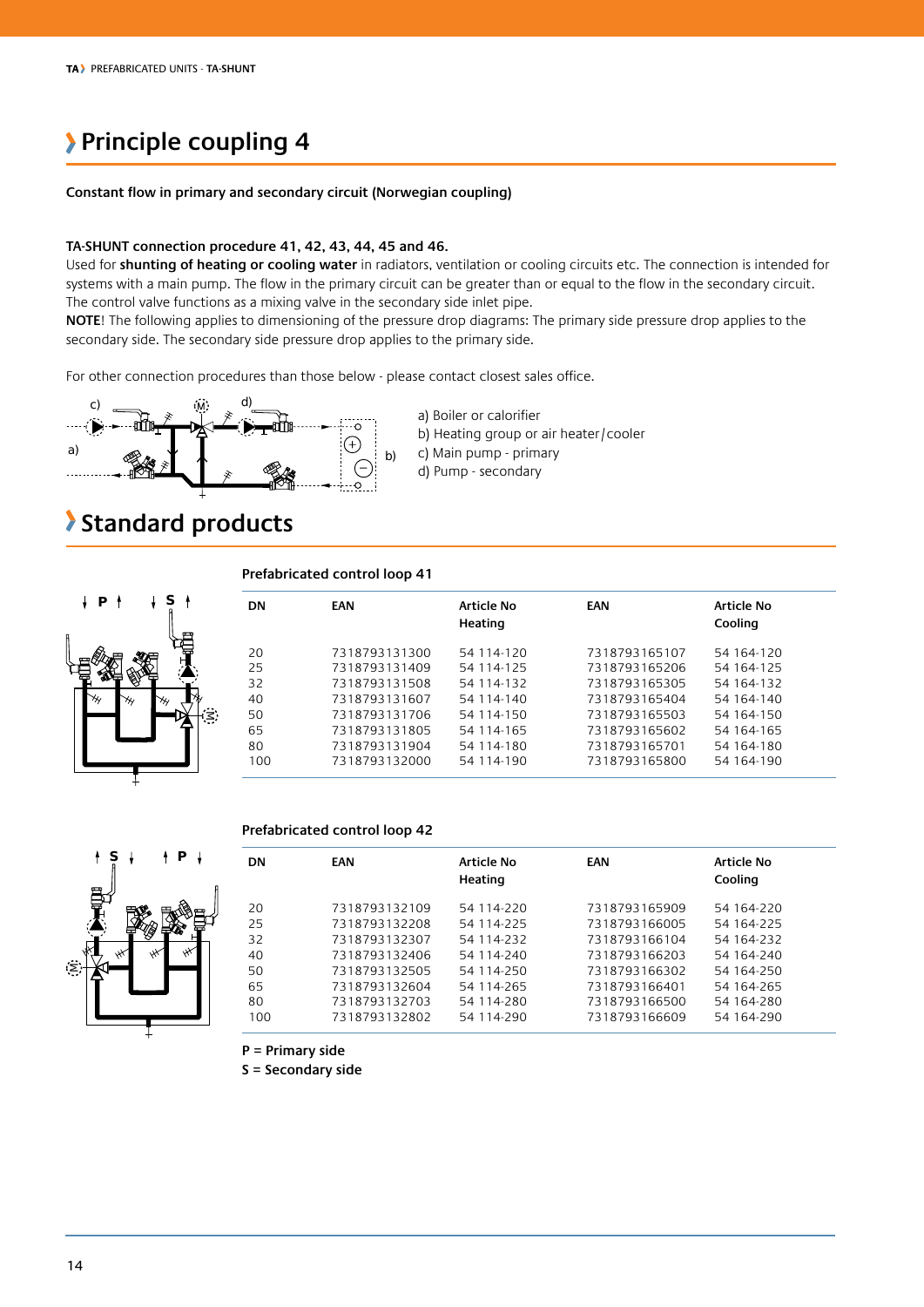# Principle coupling 4

**Constant flow in primary and secondary circuit (Norwegian coupling)**

**TA-SHUNT connection procedure 41, 42, 43, 44, 45 and 46.**
Used for **shunting of heating or cooling water** in radiators, ventilation or cooling circuits etc. The connection is intended for systems with a main pump. The flow in the primary circuit can be greater than or equal to the flow in the secondary circuit. The control valve functions as a mixing valve in the secondary side inlet pipe.
**NOTE**! The following applies to dimensioning of the pressure drop diagrams: The primary side pressure drop applies to the secondary side. The secondary side pressure drop applies to the primary side.

For other connection procedures than those below - please contact closest sales office.

a) Boiler or calorifier
b) Heating group or air heater/cooler
c) Main pump - primary
d) Pump - secondary

# Standard products

**Prefabricated control loop 41**

| DN | EAN | Article No Heating | EAN | Article No Cooling |
|---|---|---|---|---|
| 20 | 7318793131300 | 54 114-120 | 7318793165107 | 54 164-120 |
| 25 | 7318793131409 | 54 114-125 | 7318793165206 | 54 164-125 |
| 32 | 7318793131508 | 54 114-132 | 7318793165305 | 54 164-132 |
| 40 | 7318793131607 | 54 114-140 | 7318793165404 | 54 164-140 |
| 50 | 7318793131706 | 54 114-150 | 7318793165503 | 54 164-150 |
| 65 | 7318793131805 | 54 114-165 | 7318793165602 | 54 164-165 |
| 80 | 7318793131904 | 54 114-180 | 7318793165701 | 54 164-180 |
| 100 | 7318793132000 | 54 114-190 | 7318793165800 | 54 164-190 |

**Prefabricated control loop 42**

| DN | EAN | Article No Heating | EAN | Article No Cooling |
|---|---|---|---|---|
| 20 | 7318793132109 | 54 114-220 | 7318793165909 | 54 164-220 |
| 25 | 7318793132208 | 54 114-225 | 7318793166005 | 54 164-225 |
| 32 | 7318793132307 | 54 114-232 | 7318793166104 | 54 164-232 |
| 40 | 7318793132406 | 54 114-240 | 7318793166203 | 54 164-240 |
| 50 | 7318793132505 | 54 114-250 | 7318793166302 | 54 164-250 |
| 65 | 7318793132604 | 54 114-265 | 7318793166401 | 54 164-265 |
| 80 | 7318793132703 | 54 114-280 | 7318793166500 | 54 164-280 |
| 100 | 7318793132802 | 54 114-290 | 7318793166609 | 54 164-290 |

**P = Primary side**
**S = Secondary side**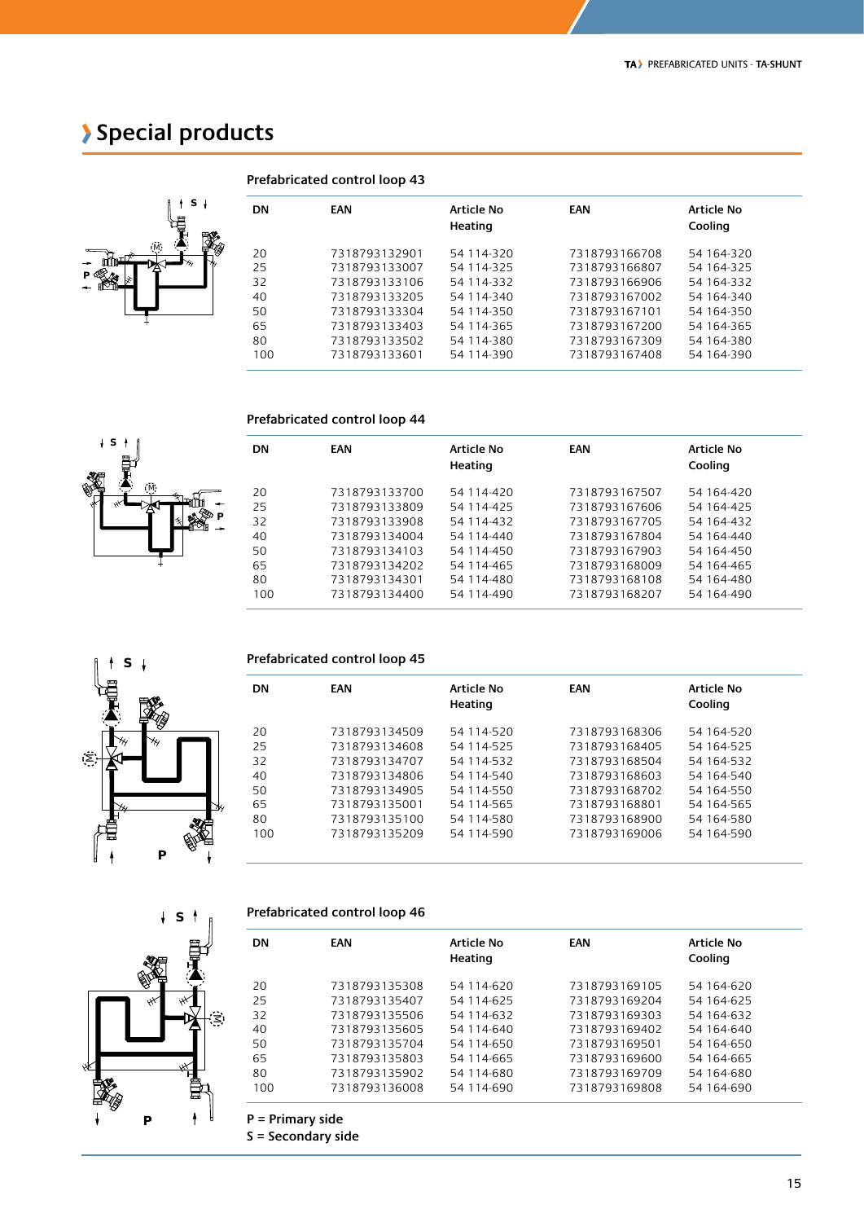# Special products

## Prefabricated control loop 43

| DN | EAN | Article No Heating | EAN | Article No Cooling |
|---|---|---|---|---|
| 20 | 7318793132901 | 54 114-320 | 7318793166708 | 54 164-320 |
| 25 | 7318793133007 | 54 114-325 | 7318793166807 | 54 164-325 |
| 32 | 7318793133106 | 54 114-332 | 7318793166906 | 54 164-332 |
| 40 | 7318793133205 | 54 114-340 | 7318793167002 | 54 164-340 |
| 50 | 7318793133304 | 54 114-350 | 7318793167101 | 54 164-350 |
| 65 | 7318793133403 | 54 114-365 | 7318793167200 | 54 164-365 |
| 80 | 7318793133502 | 54 114-380 | 7318793167309 | 54 164-380 |
| 100 | 7318793133601 | 54 114-390 | 7318793167408 | 54 164-390 |

## Prefabricated control loop 44

| DN | EAN | Article No Heating | EAN | Article No Cooling |
|---|---|---|---|---|
| 20 | 7318793133700 | 54 114-420 | 7318793167507 | 54 164-420 |
| 25 | 7318793133809 | 54 114-425 | 7318793167606 | 54 164-425 |
| 32 | 7318793133908 | 54 114-432 | 7318793167705 | 54 164-432 |
| 40 | 7318793134004 | 54 114-440 | 7318793167804 | 54 164-440 |
| 50 | 7318793134103 | 54 114-450 | 7318793167903 | 54 164-450 |
| 65 | 7318793134202 | 54 114-465 | 7318793168009 | 54 164-465 |
| 80 | 7318793134301 | 54 114-480 | 7318793168108 | 54 164-480 |
| 100 | 7318793134400 | 54 114-490 | 7318793168207 | 54 164-490 |

## Prefabricated control loop 45

| DN | EAN | Article No Heating | EAN | Article No Cooling |
|---|---|---|---|---|
| 20 | 7318793134509 | 54 114-520 | 7318793168306 | 54 164-520 |
| 25 | 7318793134608 | 54 114-525 | 7318793168405 | 54 164-525 |
| 32 | 7318793134707 | 54 114-532 | 7318793168504 | 54 164-532 |
| 40 | 7318793134806 | 54 114-540 | 7318793168603 | 54 164-540 |
| 50 | 7318793134905 | 54 114-550 | 7318793168702 | 54 164-550 |
| 65 | 7318793135001 | 54 114-565 | 7318793168801 | 54 164-565 |
| 80 | 7318793135100 | 54 114-580 | 7318793168900 | 54 164-580 |
| 100 | 7318793135209 | 54 114-590 | 7318793169006 | 54 164-590 |

## Prefabricated control loop 46

| DN | EAN | Article No Heating | EAN | Article No Cooling |
|---|---|---|---|---|
| 20 | 7318793135308 | 54 114-620 | 7318793169105 | 54 164-620 |
| 25 | 7318793135407 | 54 114-625 | 7318793169204 | 54 164-625 |
| 32 | 7318793135506 | 54 114-632 | 7318793169303 | 54 164-632 |
| 40 | 7318793135605 | 54 114-640 | 7318793169402 | 54 164-640 |
| 50 | 7318793135704 | 54 114-650 | 7318793169501 | 54 164-650 |
| 65 | 7318793135803 | 54 114-665 | 7318793169600 | 54 164-665 |
| 80 | 7318793135902 | 54 114-680 | 7318793169709 | 54 164-680 |
| 100 | 7318793136008 | 54 114-690 | 7318793169808 | 54 164-690 |

**P = Primary side**
**S = Secondary side**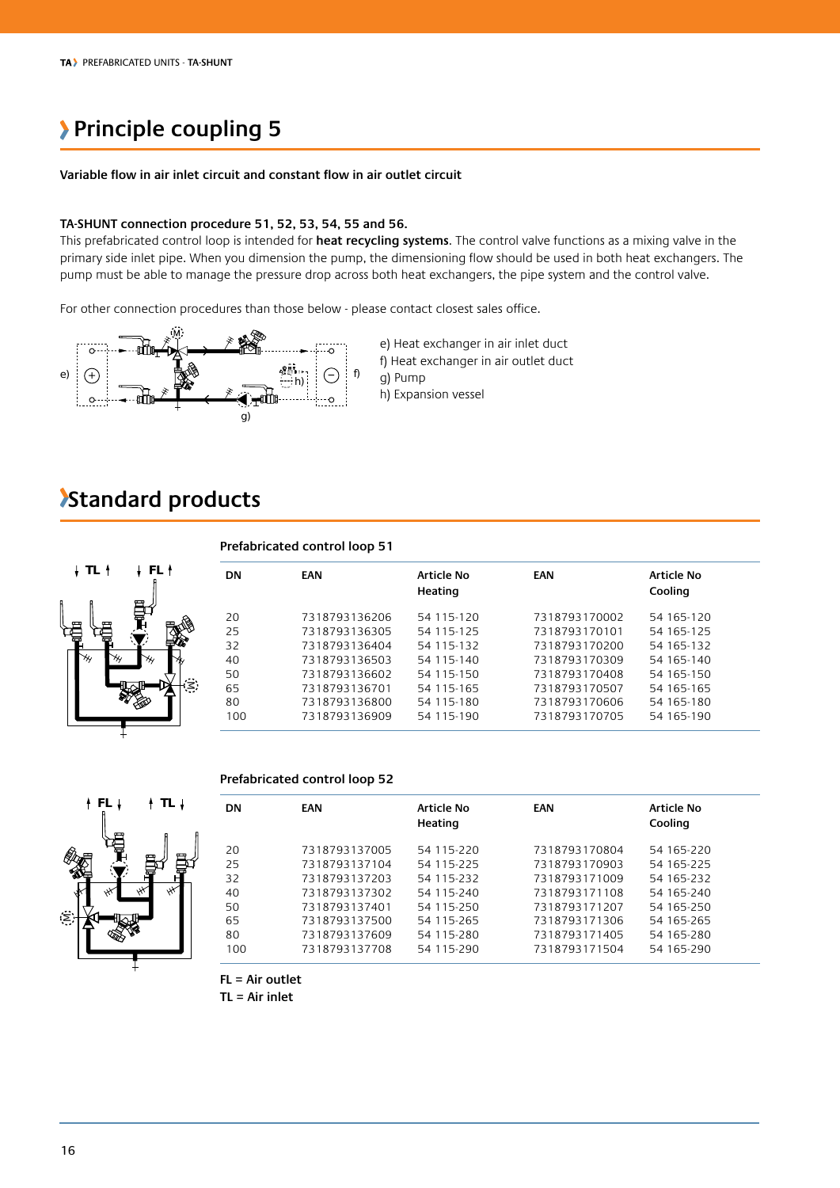# Principle coupling 5

**Variable flow in air inlet circuit and constant flow in air outlet circuit**

**TA-SHUNT connection procedure 51, 52, 53, 54, 55 and 56.**
This prefabricated control loop is intended for **heat recycling systems**. The control valve functions as a mixing valve in the primary side inlet pipe. When you dimension the pump, the dimensioning flow should be used in both heat exchangers. The pump must be able to manage the pressure drop across both heat exchangers, the pipe system and the control valve.

For other connection procedures than those below - please contact closest sales office.

e) Heat exchanger in air inlet duct
f) Heat exchanger in air outlet duct
g) Pump
h) Expansion vessel

# Standard products

### Prefabricated control loop 51

| DN | EAN | Article No Heating | EAN | Article No Cooling |
|---|---|---|---|---|
| 20 | 7318793136206 | 54 115-120 | 7318793170002 | 54 165-120 |
| 25 | 7318793136305 | 54 115-125 | 7318793170101 | 54 165-125 |
| 32 | 7318793136404 | 54 115-132 | 7318793170200 | 54 165-132 |
| 40 | 7318793136503 | 54 115-140 | 7318793170309 | 54 165-140 |
| 50 | 7318793136602 | 54 115-150 | 7318793170408 | 54 165-150 |
| 65 | 7318793136701 | 54 115-165 | 7318793170507 | 54 165-165 |
| 80 | 7318793136800 | 54 115-180 | 7318793170606 | 54 165-180 |
| 100 | 7318793136909 | 54 115-190 | 7318793170705 | 54 165-190 |

### Prefabricated control loop 52

| DN | EAN | Article No Heating | EAN | Article No Cooling |
|---|---|---|---|---|
| 20 | 7318793137005 | 54 115-220 | 7318793170804 | 54 165-220 |
| 25 | 7318793137104 | 54 115-225 | 7318793170903 | 54 165-225 |
| 32 | 7318793137203 | 54 115-232 | 7318793171009 | 54 165-232 |
| 40 | 7318793137302 | 54 115-240 | 7318793171108 | 54 165-240 |
| 50 | 7318793137401 | 54 115-250 | 7318793171207 | 54 165-250 |
| 65 | 7318793137500 | 54 115-265 | 7318793171306 | 54 165-265 |
| 80 | 7318793137609 | 54 115-280 | 7318793171405 | 54 165-280 |
| 100 | 7318793137708 | 54 115-290 | 7318793171504 | 54 165-290 |

**FL = Air outlet**
**TL = Air inlet**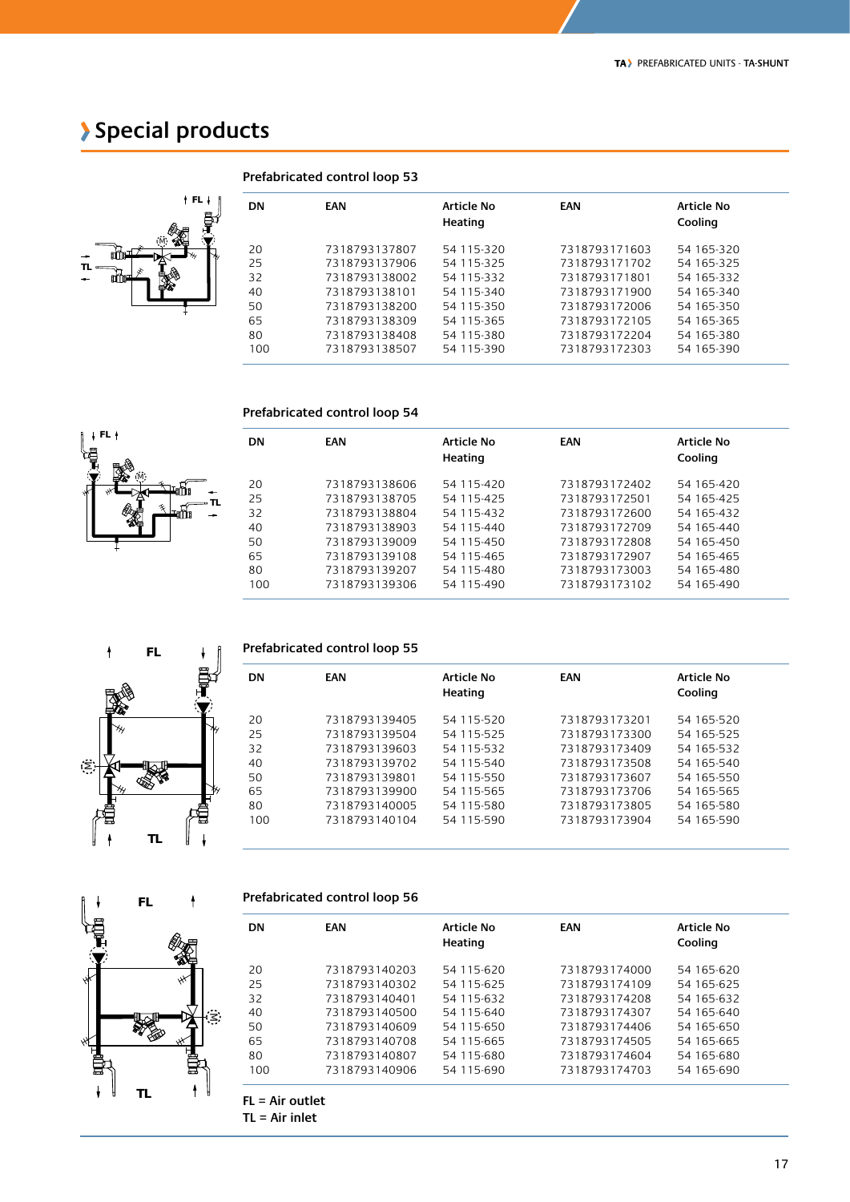# Special products

## Prefabricated control loop 53

| DN | EAN | Article No Heating | EAN | Article No Cooling |
|---|---|---|---|---|
| 20 | 7318793137807 | 54 115-320 | 7318793171603 | 54 165-320 |
| 25 | 7318793137906 | 54 115-325 | 7318793171702 | 54 165-325 |
| 32 | 7318793138002 | 54 115-332 | 7318793171801 | 54 165-332 |
| 40 | 7318793138101 | 54 115-340 | 7318793171900 | 54 165-340 |
| 50 | 7318793138200 | 54 115-350 | 7318793172006 | 54 165-350 |
| 65 | 7318793138309 | 54 115-365 | 7318793172105 | 54 165-365 |
| 80 | 7318793138408 | 54 115-380 | 7318793172204 | 54 165-380 |
| 100 | 7318793138507 | 54 115-390 | 7318793172303 | 54 165-390 |

## Prefabricated control loop 54

| DN | EAN | Article No Heating | EAN | Article No Cooling |
|---|---|---|---|---|
| 20 | 7318793138606 | 54 115-420 | 7318793172402 | 54 165-420 |
| 25 | 7318793138705 | 54 115-425 | 7318793172501 | 54 165-425 |
| 32 | 7318793138804 | 54 115-432 | 7318793172600 | 54 165-432 |
| 40 | 7318793138903 | 54 115-440 | 7318793172709 | 54 165-440 |
| 50 | 7318793139009 | 54 115-450 | 7318793172808 | 54 165-450 |
| 65 | 7318793139108 | 54 115-465 | 7318793172907 | 54 165-465 |
| 80 | 7318793139207 | 54 115-480 | 7318793173003 | 54 165-480 |
| 100 | 7318793139306 | 54 115-490 | 7318793173102 | 54 165-490 |

## Prefabricated control loop 55

| DN | EAN | Article No Heating | EAN | Article No Cooling |
|---|---|---|---|---|
| 20 | 7318793139405 | 54 115-520 | 7318793173201 | 54 165-520 |
| 25 | 7318793139504 | 54 115-525 | 7318793173300 | 54 165-525 |
| 32 | 7318793139603 | 54 115-532 | 7318793173409 | 54 165-532 |
| 40 | 7318793139702 | 54 115-540 | 7318793173508 | 54 165-540 |
| 50 | 7318793139801 | 54 115-550 | 7318793173607 | 54 165-550 |
| 65 | 7318793139900 | 54 115-565 | 7318793173706 | 54 165-565 |
| 80 | 7318793140005 | 54 115-580 | 7318793173805 | 54 165-580 |
| 100 | 7318793140104 | 54 115-590 | 7318793173904 | 54 165-590 |

## Prefabricated control loop 56

| DN | EAN | Article No Heating | EAN | Article No Cooling |
|---|---|---|---|---|
| 20 | 7318793140203 | 54 115-620 | 7318793174000 | 54 165-620 |
| 25 | 7318793140302 | 54 115-625 | 7318793174109 | 54 165-625 |
| 32 | 7318793140401 | 54 115-632 | 7318793174208 | 54 165-632 |
| 40 | 7318793140500 | 54 115-640 | 7318793174307 | 54 165-640 |
| 50 | 7318793140609 | 54 115-650 | 7318793174406 | 54 165-650 |
| 65 | 7318793140708 | 54 115-665 | 7318793174505 | 54 165-665 |
| 80 | 7318793140807 | 54 115-680 | 7318793174604 | 54 165-680 |
| 100 | 7318793140906 | 54 115-690 | 7318793174703 | 54 165-690 |

**FL = Air outlet**
**TL = Air inlet**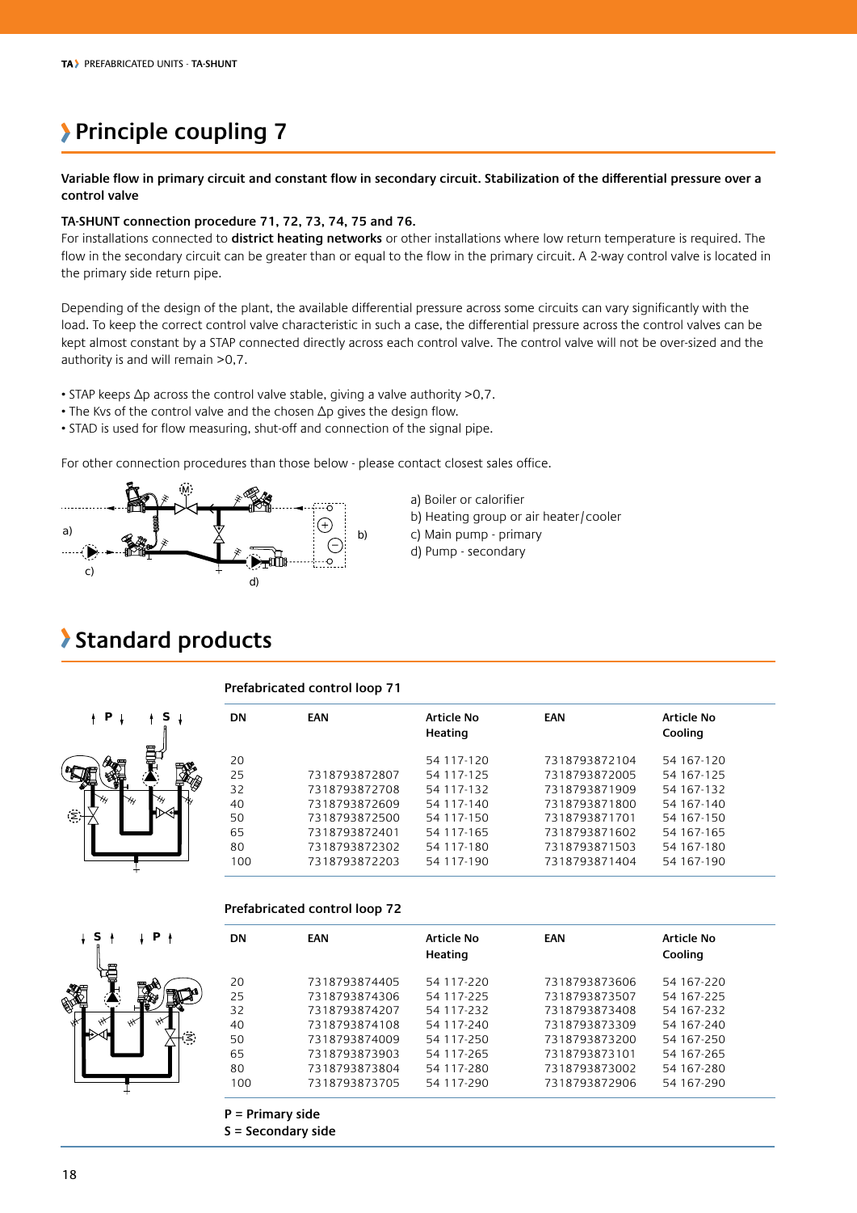# Principle coupling 7

**Variable flow in primary circuit and constant flow in secondary circuit. Stabilization of the differential pressure over a control valve**

**TA-SHUNT connection procedure 71, 72, 73, 74, 75 and 76.**

For installations connected to **district heating networks** or other installations where low return temperature is required. The flow in the secondary circuit can be greater than or equal to the flow in the primary circuit. A 2-way control valve is located in the primary side return pipe.

Depending of the design of the plant, the available differential pressure across some circuits can vary significantly with the load. To keep the correct control valve characteristic in such a case, the differential pressure across the control valves can be kept almost constant by a STAP connected directly across each control valve. The control valve will not be over-sized and the authority is and will remain >0,7.

- STAP keeps Δp across the control valve stable, giving a valve authority >0,7.
- The Kvs of the control valve and the chosen Δp gives the design flow.
- STAD is used for flow measuring, shut-off and connection of the signal pipe.

For other connection procedures than those below - please contact closest sales office.

a) Boiler or calorifier
b) Heating group or air heater/cooler
c) Main pump - primary
d) Pump - secondary

# Standard products

**Prefabricated control loop 71**

| DN | EAN | Article No Heating | EAN | Article No Cooling |
|---|---|---|---|---|
| 20 | | 54 117-120 | 7318793872104 | 54 167-120 |
| 25 | 7318793872807 | 54 117-125 | 7318793872005 | 54 167-125 |
| 32 | 7318793872708 | 54 117-132 | 7318793871909 | 54 167-132 |
| 40 | 7318793872609 | 54 117-140 | 7318793871800 | 54 167-140 |
| 50 | 7318793872500 | 54 117-150 | 7318793871701 | 54 167-150 |
| 65 | 7318793872401 | 54 117-165 | 7318793871602 | 54 167-165 |
| 80 | 7318793872302 | 54 117-180 | 7318793871503 | 54 167-180 |
| 100 | 7318793872203 | 54 117-190 | 7318793871404 | 54 167-190 |

**Prefabricated control loop 72**

| DN | EAN | Article No Heating | EAN | Article No Cooling |
|---|---|---|---|---|
| 20 | 7318793874405 | 54 117-220 | 7318793873606 | 54 167-220 |
| 25 | 7318793874306 | 54 117-225 | 7318793873507 | 54 167-225 |
| 32 | 7318793874207 | 54 117-232 | 7318793873408 | 54 167-232 |
| 40 | 7318793874108 | 54 117-240 | 7318793873309 | 54 167-240 |
| 50 | 7318793874009 | 54 117-250 | 7318793873200 | 54 167-250 |
| 65 | 7318793873903 | 54 117-265 | 7318793873101 | 54 167-265 |
| 80 | 7318793873804 | 54 117-280 | 7318793873002 | 54 167-280 |
| 100 | 7318793873705 | 54 117-290 | 7318793872906 | 54 167-290 |

P = Primary side
S = Secondary side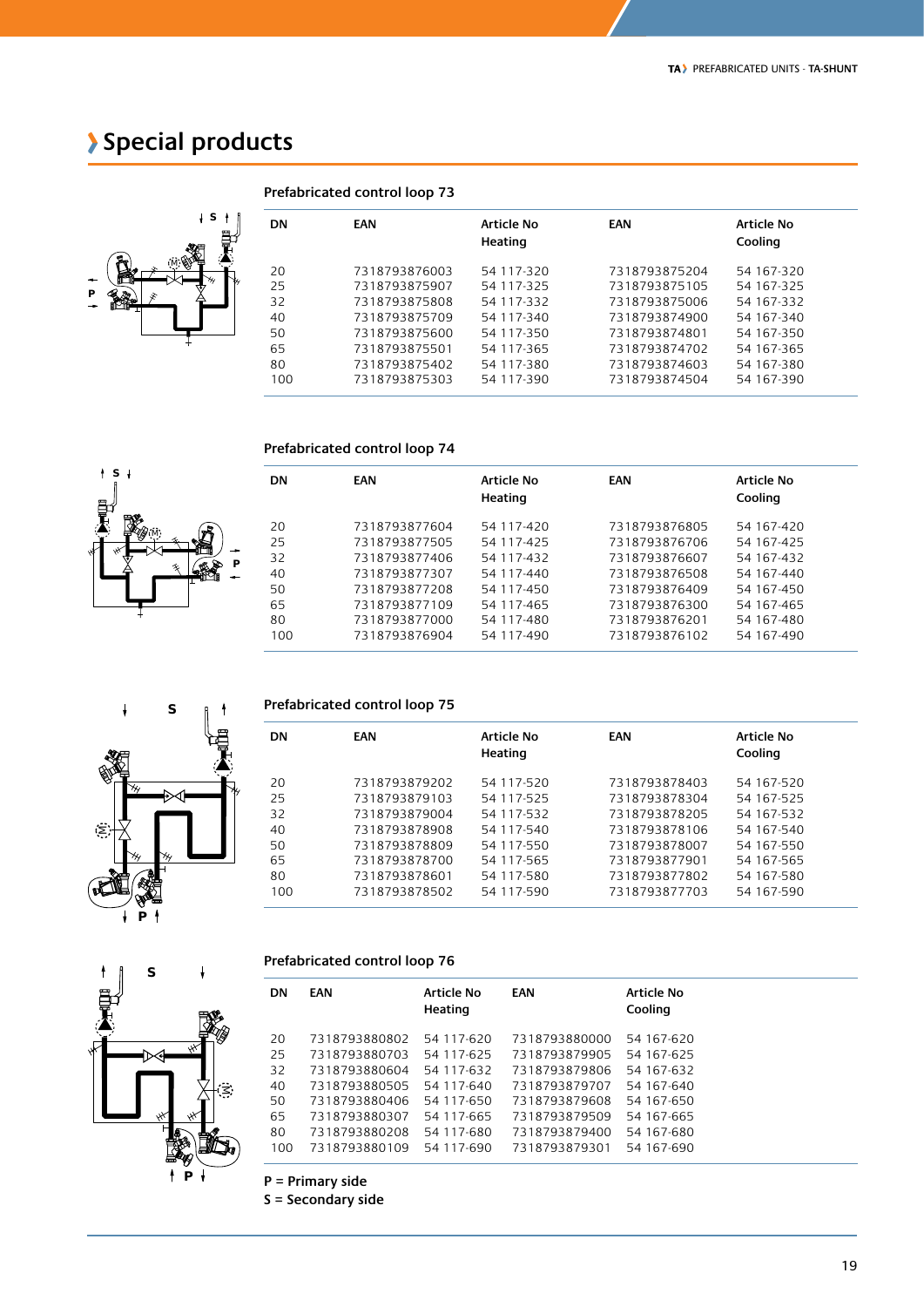# Special products

## Prefabricated control loop 73

| DN | EAN | Article No Heating | EAN | Article No Cooling |
|---|---|---|---|---|
| 20 | 7318793876003 | 54 117-320 | 7318793875204 | 54 167-320 |
| 25 | 7318793875907 | 54 117-325 | 7318793875105 | 54 167-325 |
| 32 | 7318793875808 | 54 117-332 | 7318793875006 | 54 167-332 |
| 40 | 7318793875709 | 54 117-340 | 7318793874900 | 54 167-340 |
| 50 | 7318793875600 | 54 117-350 | 7318793874801 | 54 167-350 |
| 65 | 7318793875501 | 54 117-365 | 7318793874702 | 54 167-365 |
| 80 | 7318793875402 | 54 117-380 | 7318793874603 | 54 167-380 |
| 100 | 7318793875303 | 54 117-390 | 7318793874504 | 54 167-390 |

## Prefabricated control loop 74

| DN | EAN | Article No Heating | EAN | Article No Cooling |
|---|---|---|---|---|
| 20 | 7318793877604 | 54 117-420 | 7318793876805 | 54 167-420 |
| 25 | 7318793877505 | 54 117-425 | 7318793876706 | 54 167-425 |
| 32 | 7318793877406 | 54 117-432 | 7318793876607 | 54 167-432 |
| 40 | 7318793877307 | 54 117-440 | 7318793876508 | 54 167-440 |
| 50 | 7318793877208 | 54 117-450 | 7318793876409 | 54 167-450 |
| 65 | 7318793877109 | 54 117-465 | 7318793876300 | 54 167-465 |
| 80 | 7318793877000 | 54 117-480 | 7318793876201 | 54 167-480 |
| 100 | 7318793876904 | 54 117-490 | 7318793876102 | 54 167-490 |

## Prefabricated control loop 75

| DN | EAN | Article No Heating | EAN | Article No Cooling |
|---|---|---|---|---|
| 20 | 7318793879202 | 54 117-520 | 7318793878403 | 54 167-520 |
| 25 | 7318793879103 | 54 117-525 | 7318793878304 | 54 167-525 |
| 32 | 7318793879004 | 54 117-532 | 7318793878205 | 54 167-532 |
| 40 | 7318793878908 | 54 117-540 | 7318793878106 | 54 167-540 |
| 50 | 7318793878809 | 54 117-550 | 7318793878007 | 54 167-550 |
| 65 | 7318793878700 | 54 117-565 | 7318793877901 | 54 167-565 |
| 80 | 7318793878601 | 54 117-580 | 7318793877802 | 54 167-580 |
| 100 | 7318793878502 | 54 117-590 | 7318793877703 | 54 167-590 |

## Prefabricated control loop 76

| DN | EAN | Article No Heating | EAN | Article No Cooling |
|---|---|---|---|---|
| 20 | 7318793880802 | 54 117-620 | 7318793880000 | 54 167-620 |
| 25 | 7318793880703 | 54 117-625 | 7318793879905 | 54 167-625 |
| 32 | 7318793880604 | 54 117-632 | 7318793879806 | 54 167-632 |
| 40 | 7318793880505 | 54 117-640 | 7318793879707 | 54 167-640 |
| 50 | 7318793880406 | 54 117-650 | 7318793879608 | 54 167-650 |
| 65 | 7318793880307 | 54 117-665 | 7318793879509 | 54 167-665 |
| 80 | 7318793880208 | 54 117-680 | 7318793879400 | 54 167-680 |
| 100 | 7318793880109 | 54 117-690 | 7318793879301 | 54 167-690 |

**P = Primary side**
**S = Secondary side**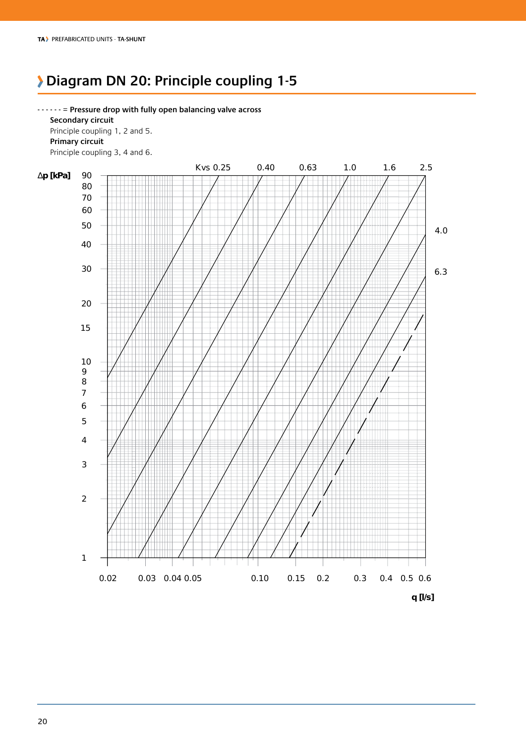# Diagram DN 20: Principle coupling 1-5

- - - - - - = **Pressure drop with fully open balancing valve across**

**Secondary circuit**

Principle coupling 1, 2 and 5.

**Primary circuit**

Principle coupling 3, 4 and 6.

Kvs 0.25 0.40 0.63 1.0 1.6 2.5 4.0 6.3

Δp [kPa]

90 80 70 60 50 40 30 20 15 10 9 8 7 6 5 4 3 2 1

0.02 0.03 0.04 0.05 0.10 0.15 0.2 0.3 0.4 0.5 0.6

q [l/s]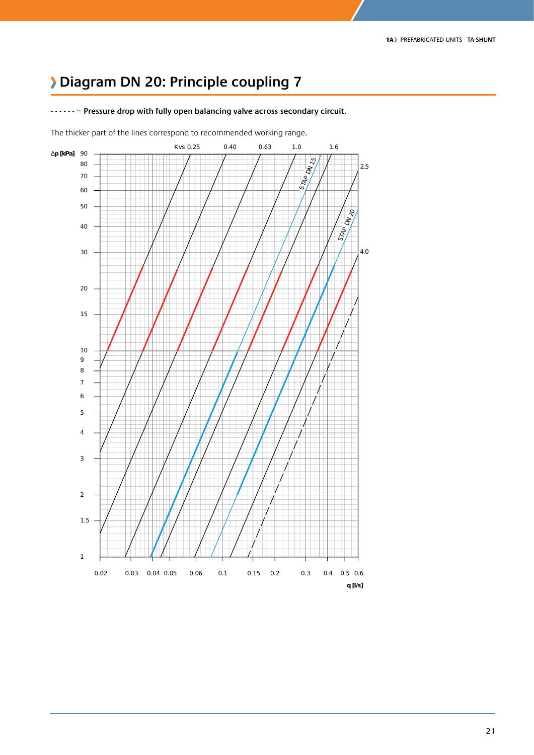# Diagram DN 20: Principle coupling 7

- - - - - - = **Pressure drop with fully open balancing valve across secondary circuit.**

The thicker part of the lines correspond to recommended working range.

Δp [kPa]

Kvs 0.25 0.40 0.63 1.0 1.6 2.5 4.0

STAP DN 15

STAP DN 20

90
80
70
60
50
40
30
20
15
10
9
8
7
6
5
4
3
2
1.5
1

0.02 0.03 0.04 0.05 0.06 0.1 0.15 0.2 0.3 0.4 0.5 0.6

q [l/s]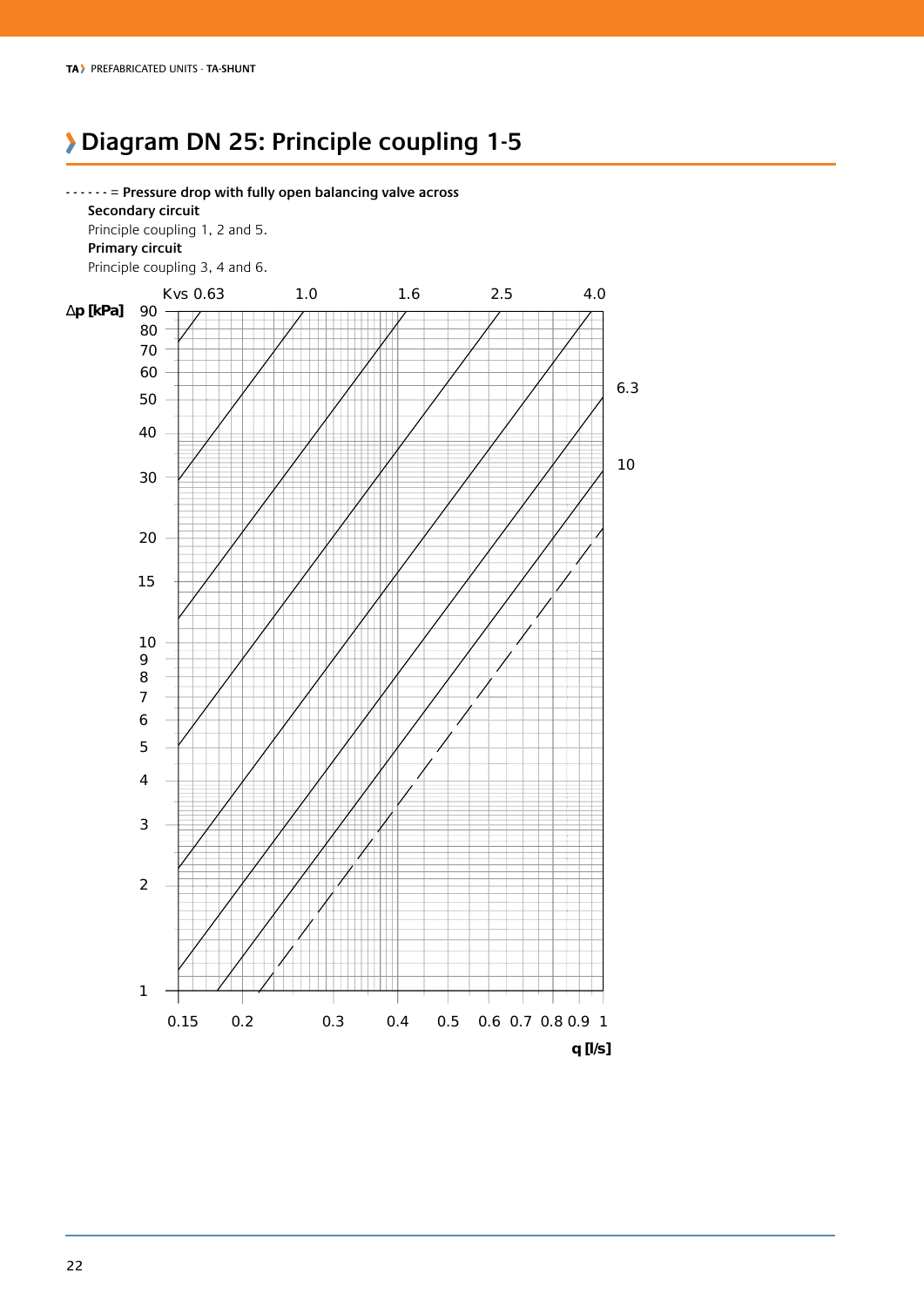# Diagram DN 25: Principle coupling 1-5

- - - - - - = **Pressure drop with fully open balancing valve across**

**Secondary circuit**

Principle coupling 1, 2 and 5.

**Primary circuit**

Principle coupling 3, 4 and 6.

Kvs 0.63 1.0 1.6 2.5 4.0 6.3 10

**Δp [kPa]** 90 80 70 60 50 40 30 20 15 10 9 8 7 6 5 4 3 2 1

0.15 0.2 0.3 0.4 0.5 0.6 0.7 0.8 0.9 1

**q [l/s]**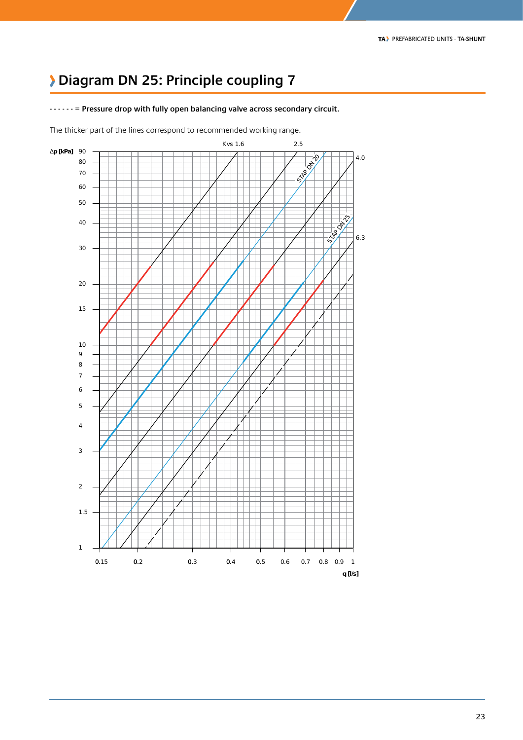# Diagram DN 25: Principle coupling 7

- - - - - - = **Pressure drop with fully open balancing valve across secondary circuit.**

The thicker part of the lines correspond to recommended working range.

Δp [kPa] 90 80 70 60 50 40 30 20 15 10 9 8 7 6 5 4 3 2 1.5 1

Kvs 1.6 2.5 STAP DN 20 4.0 STAP DN 25 6.3

0.15 0.2 0.3 0.4 0.5 0.6 0.7 0.8 0.9 1

q [l/s]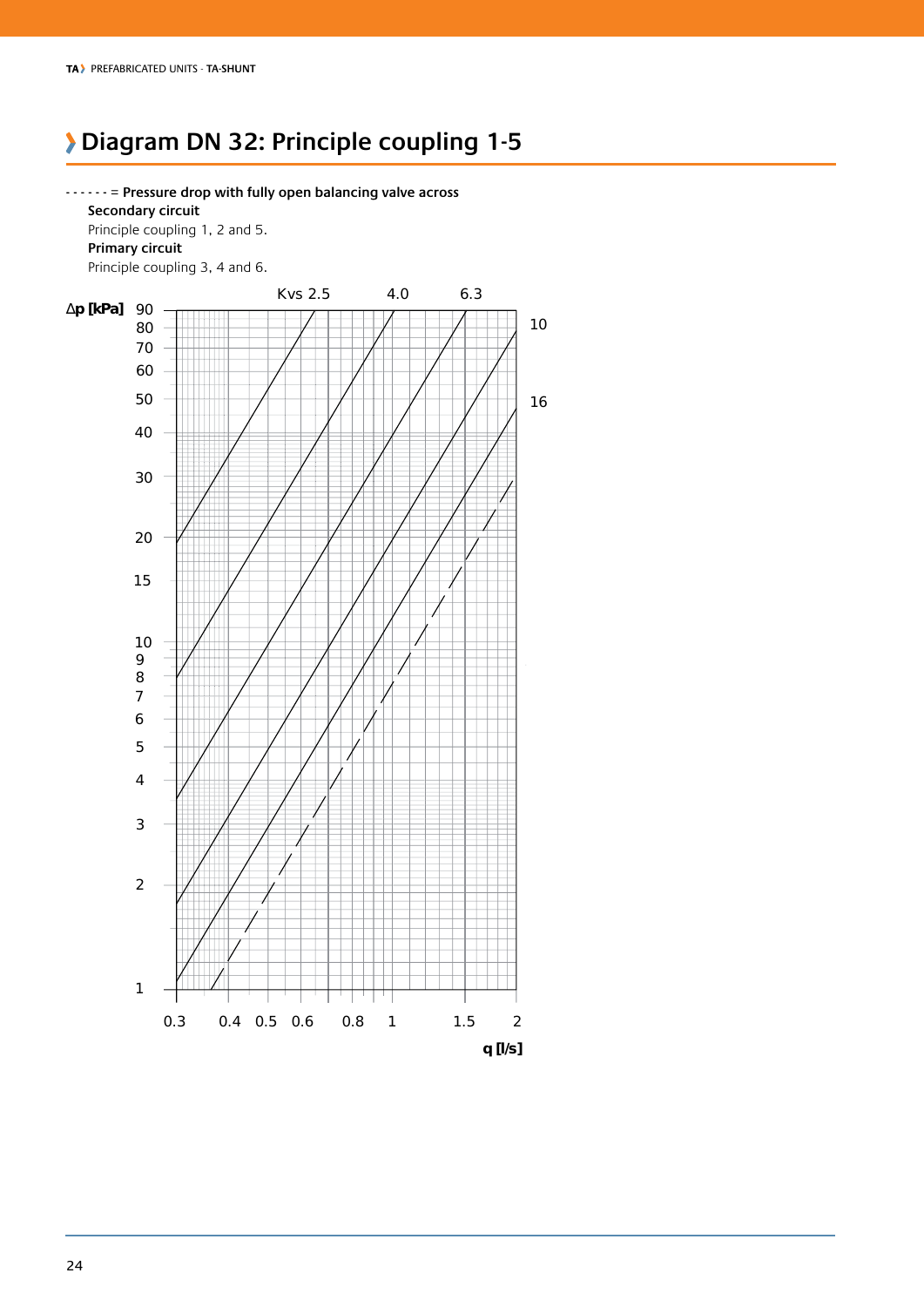# Diagram DN 32: Principle coupling 1-5

- - - - - - = **Pressure drop with fully open balancing valve across**

**Secondary circuit**

Principle coupling 1, 2 and 5.

**Primary circuit**

Principle coupling 3, 4 and 6.

Kvs 2.5 | 4.0 | 6.3 | 10 | 16

**Δp [kPa]**: 90, 80, 70, 60, 50, 40, 30, 20, 15, 10, 9, 8, 7, 6, 5, 4, 3, 2, 1

**q [l/s]**: 0.3, 0.4, 0.5, 0.6, 0.8, 1, 1.5, 2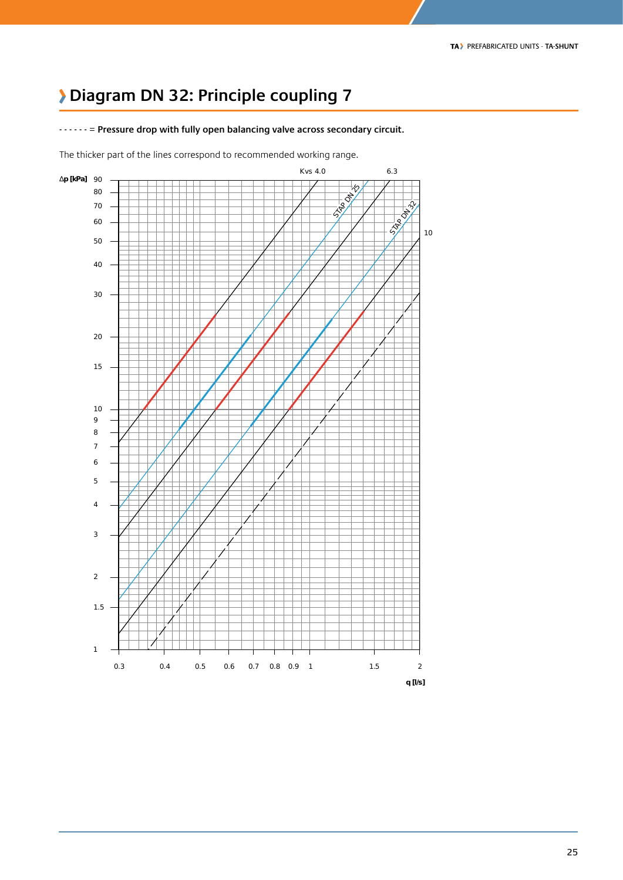# Diagram DN 32: Principle coupling 7

- - - - - - = **Pressure drop with fully open balancing valve across secondary circuit.**

The thicker part of the lines correspond to recommended working range.

Δp [kPa]

Kvs 4.0

6.3

10

STAP DN 25

STAP DN 32

q [l/s]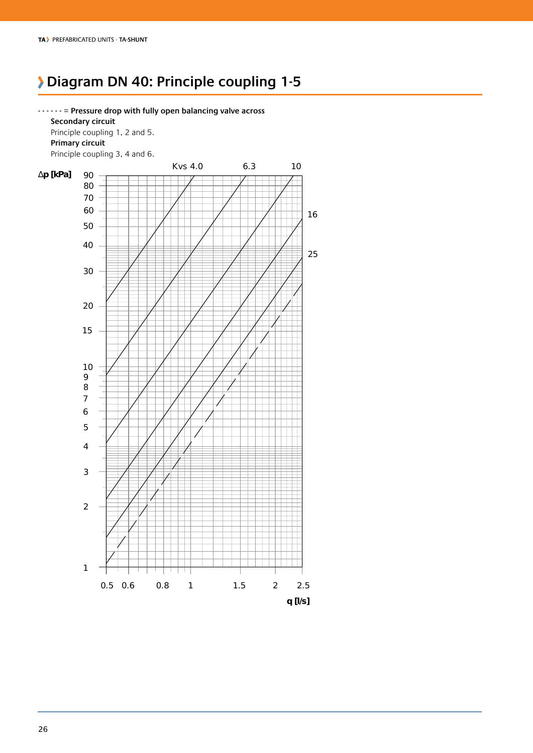# Diagram DN 40: Principle coupling 1-5

- - - - - - = **Pressure drop with fully open balancing valve across**

**Secondary circuit**

Principle coupling 1, 2 and 5.

**Primary circuit**

Principle coupling 3, 4 and 6.

Kvs 4.0 6.3 10 16 25

Δp [kPa]

90 80 70 60 50 40 30 20 15 10 9 8 7 6 5 4 3 2 1

0.5 0.6 0.8 1 1.5 2 2.5

q [l/s]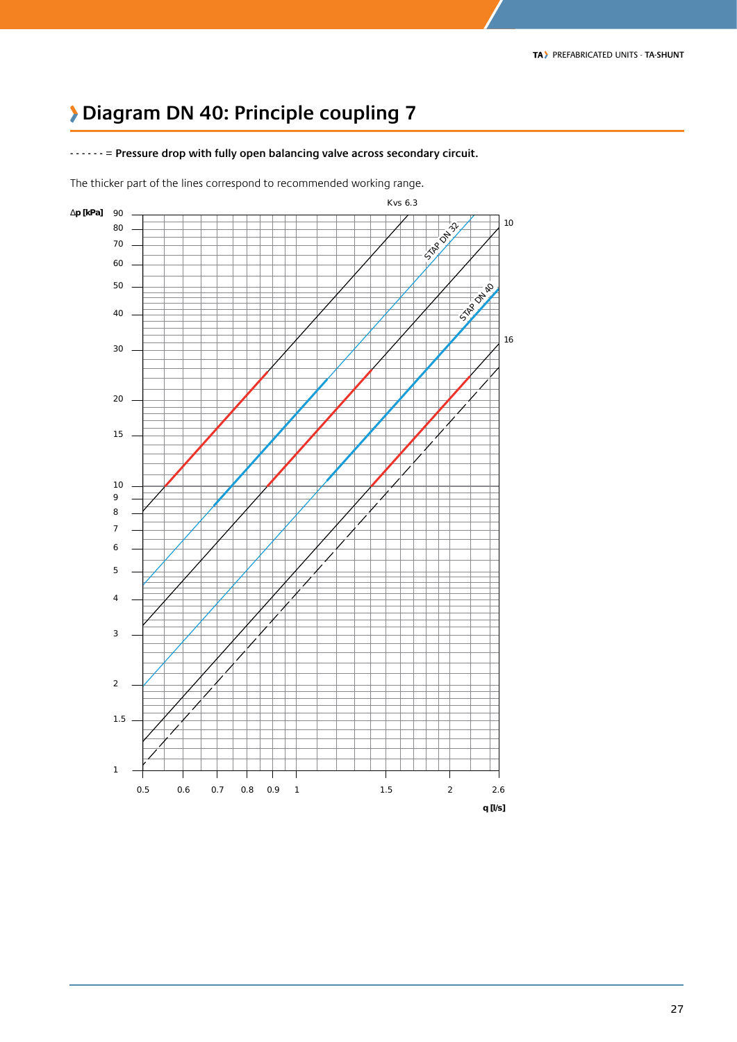# Diagram DN 40: Principle coupling 7

- - - - - - = **Pressure drop with fully open balancing valve across secondary circuit.**

The thicker part of the lines correspond to recommended working range.

Kvs 6.3

STAP DN 32

10

STAP DN 40

16

Δp [kPa]

90, 80, 70, 60, 50, 40, 30, 20, 15, 10, 9, 8, 7, 6, 5, 4, 3, 2, 1.5, 1

0.5, 0.6, 0.7, 0.8, 0.9, 1, 1.5, 2, 2.6

q [l/s]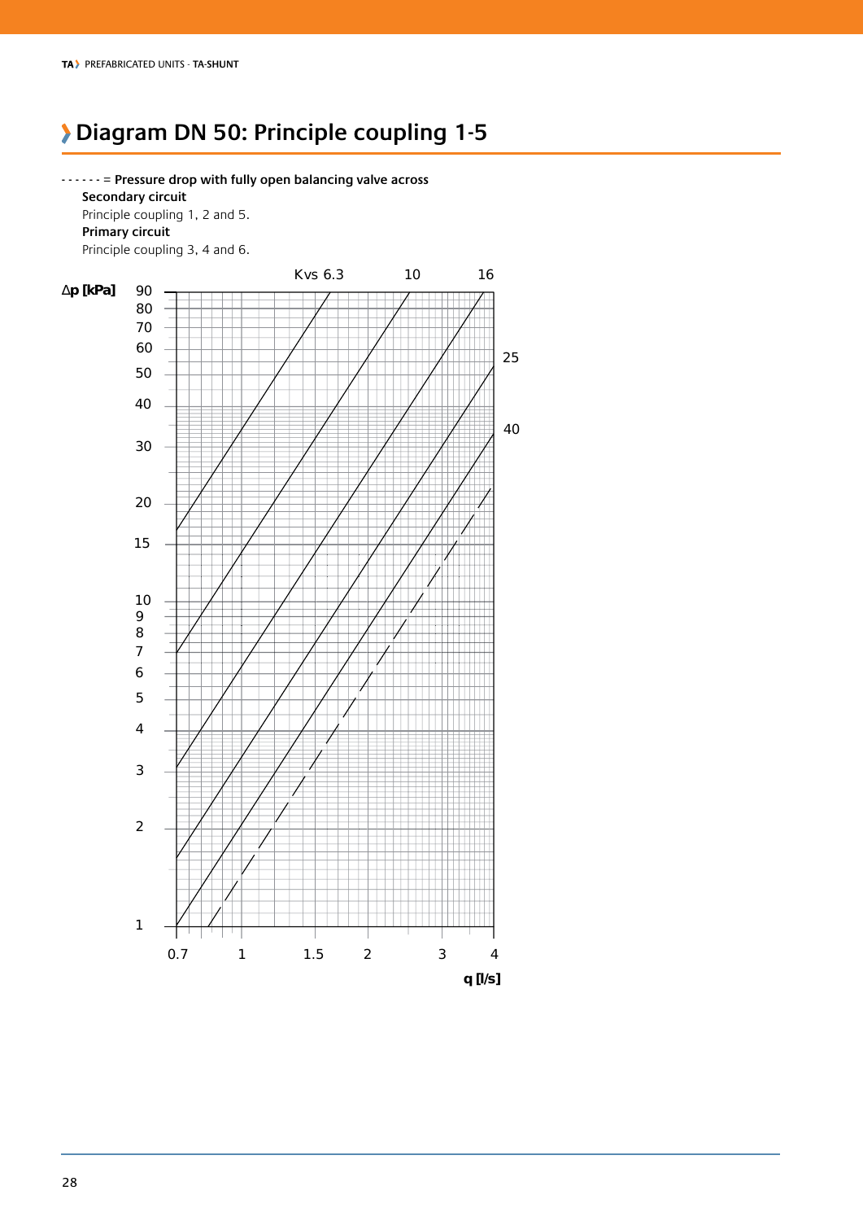# Diagram DN 50: Principle coupling 1-5

- - - - - - = **Pressure drop with fully open balancing valve across**

**Secondary circuit**

Principle coupling 1, 2 and 5.

**Primary circuit**

Principle coupling 3, 4 and 6.

Kvs 6.3 10 16 25 40

Δp [kPa]: 90, 80, 70, 60, 50, 40, 30, 20, 15, 10, 9, 8, 7, 6, 5, 4, 3, 2, 1

q [l/s]: 0.7, 1, 1.5, 2, 3, 4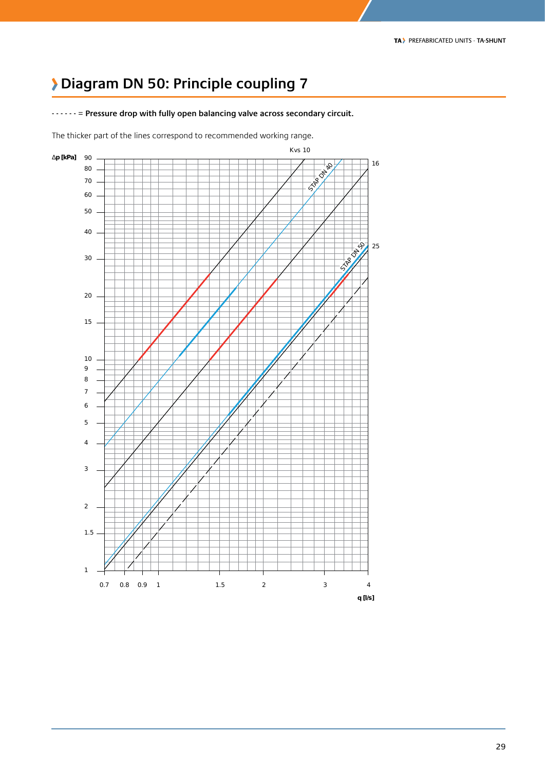# Diagram DN 50: Principle coupling 7

- - - - - - = **Pressure drop with fully open balancing valve across secondary circuit.**

The thicker part of the lines correspond to recommended working range.

Δp [kPa]

Kvs 10

STAP DN 40

16

STAP DN 50

25

q [l/s]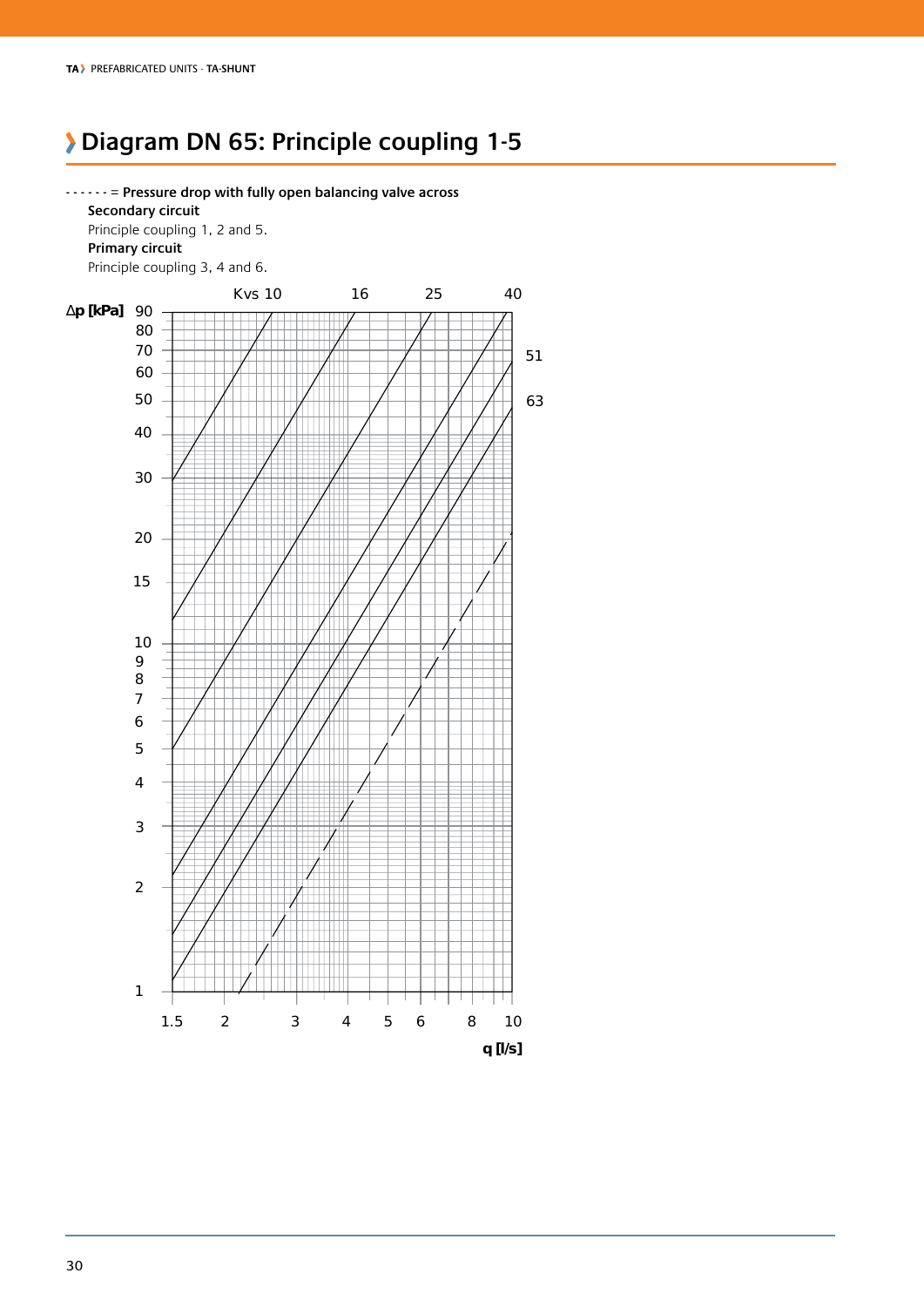# Diagram DN 65: Principle coupling 1-5

- - - - - - = **Pressure drop with fully open balancing valve across**

**Secondary circuit**

Principle coupling 1, 2 and 5.

**Primary circuit**

Principle coupling 3, 4 and 6.

Kvs 10 16 25 40 51 63

Δp [kPa]

90 80 70 60 50 40 30 20 15 10 9 8 7 6 5 4 3 2 1

1.5 2 3 4 5 6 8 10

q [l/s]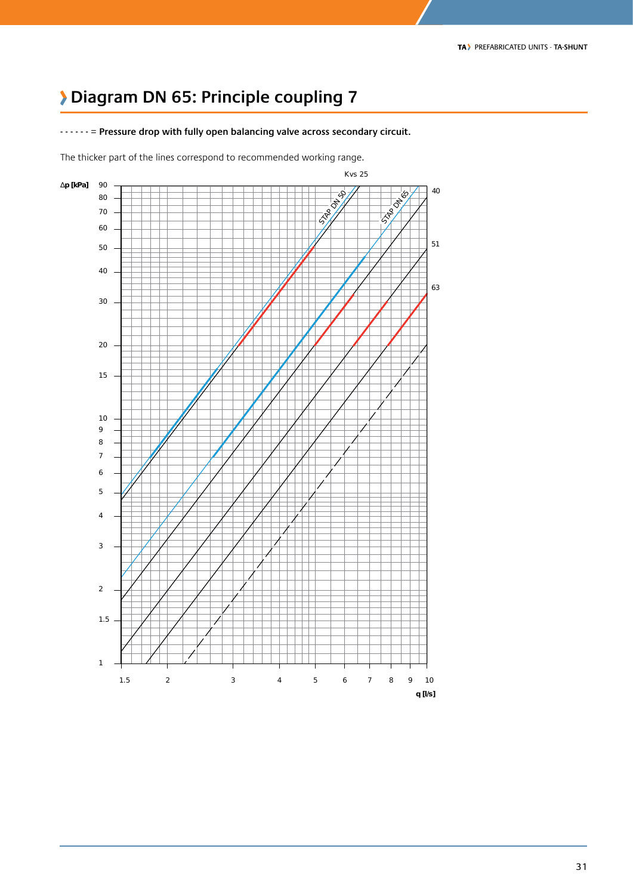## Diagram DN 65: Principle coupling 7

- - - - - - = **Pressure drop with fully open balancing valve across secondary circuit.**

The thicker part of the lines correspond to recommended working range.

Kvs 25

STAP DN 50

STAP DN 65

40

51

63

Δp [kPa]

90
80
70
60
50
40
30
20
15
10
9
8
7
6
5
4
3
2
1.5
1

1.5 2 3 4 5 6 7 8 9 10

q [l/s]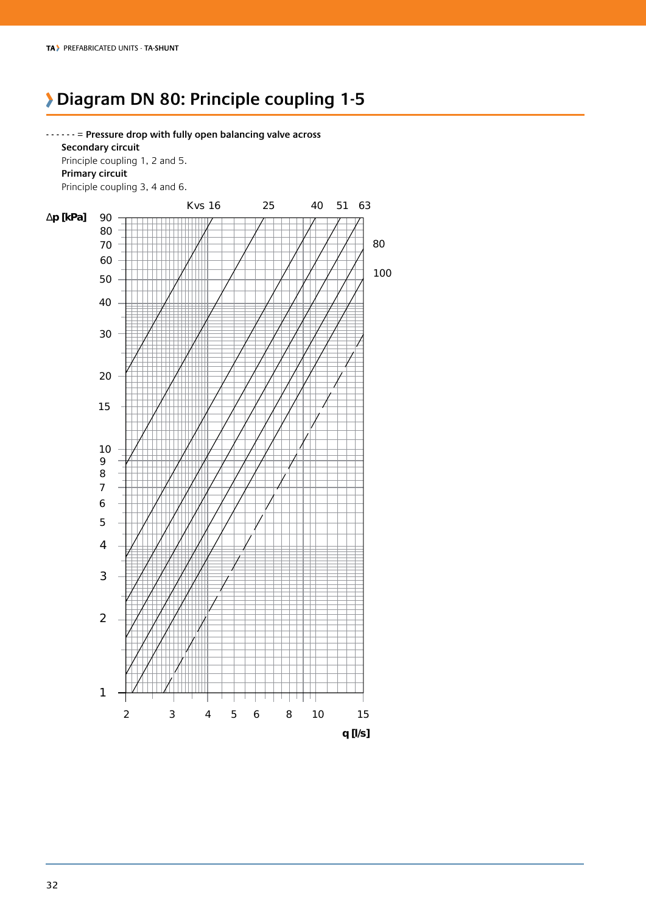# Diagram DN 80: Principle coupling 1-5

- - - - - - = **Pressure drop with fully open balancing valve across**

**Secondary circuit**

Principle coupling 1, 2 and 5.

**Primary circuit**

Principle coupling 3, 4 and 6.

Kvs 16 25 40 51 63 80 100

Δp [kPa]

90
80
70
60
50
40
30
20
15
10
9
8
7
6
5
4
3
2
1

2 3 4 5 6 8 10 15

q [l/s]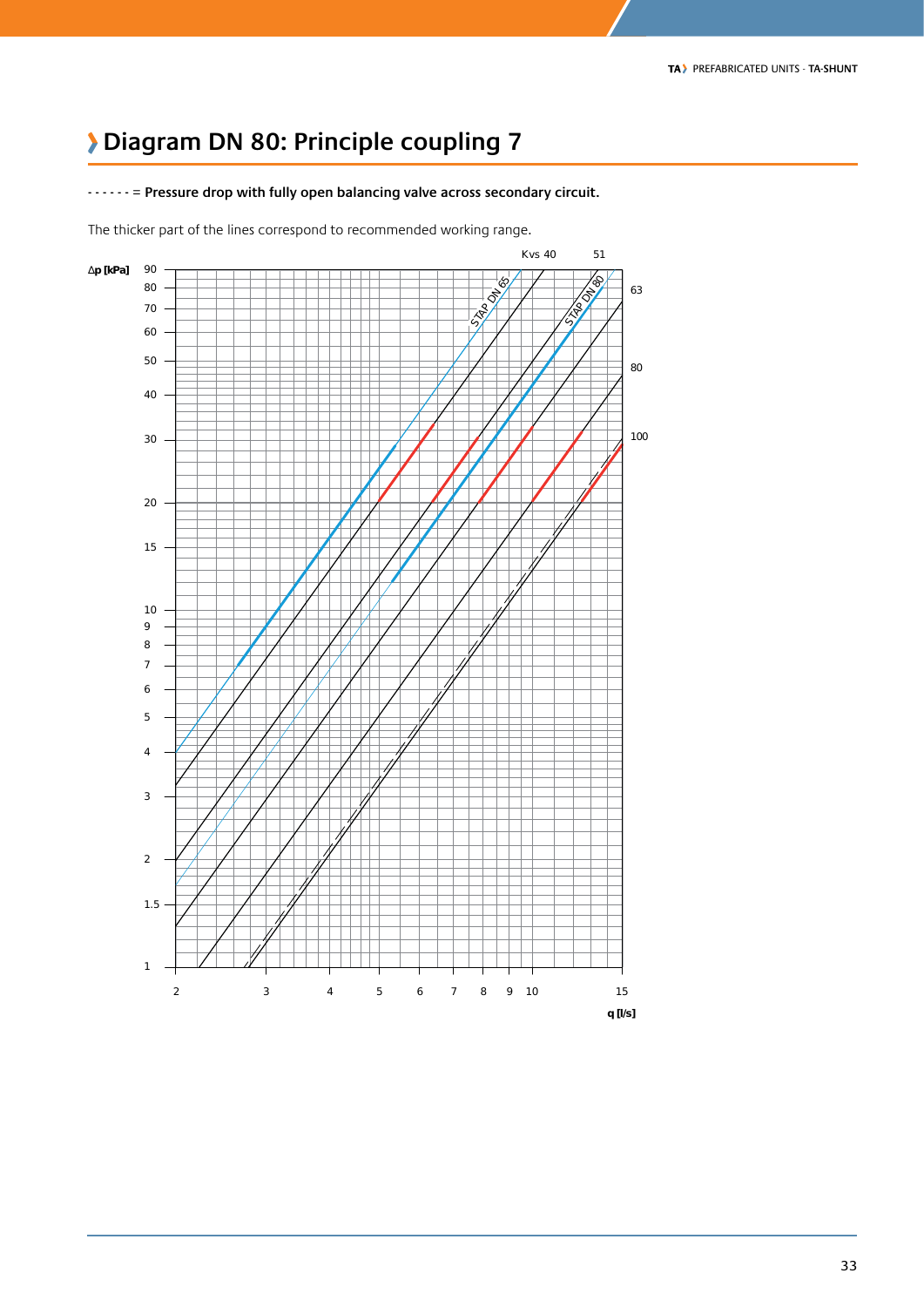# Diagram DN 80: Principle coupling 7

- - - - - - = **Pressure drop with fully open balancing valve across secondary circuit.**

The thicker part of the lines correspond to recommended working range.

Δp [kPa]

Kvs 40 | 51 | 63 | 80 | 100

STAP DN 65

STAP DN 80

q [l/s]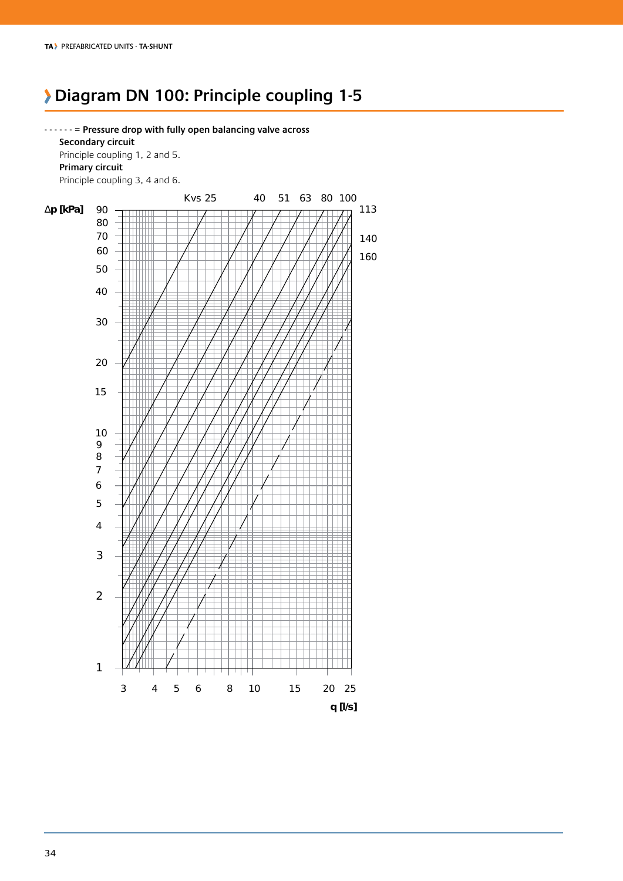# Diagram DN 100: Principle coupling 1-5

- - - - - - = **Pressure drop with fully open balancing valve across**

**Secondary circuit**

Principle coupling 1, 2 and 5.

**Primary circuit**

Principle coupling 3, 4 and 6.

Kvs 25 40 51 63 80 100 113 140 160

**Δp [kPa]** 90 80 70 60 50 40 30 20 15 10 9 8 7 6 5 4 3 2 1

3 4 5 6 8 10 15 20 25

**q [l/s]**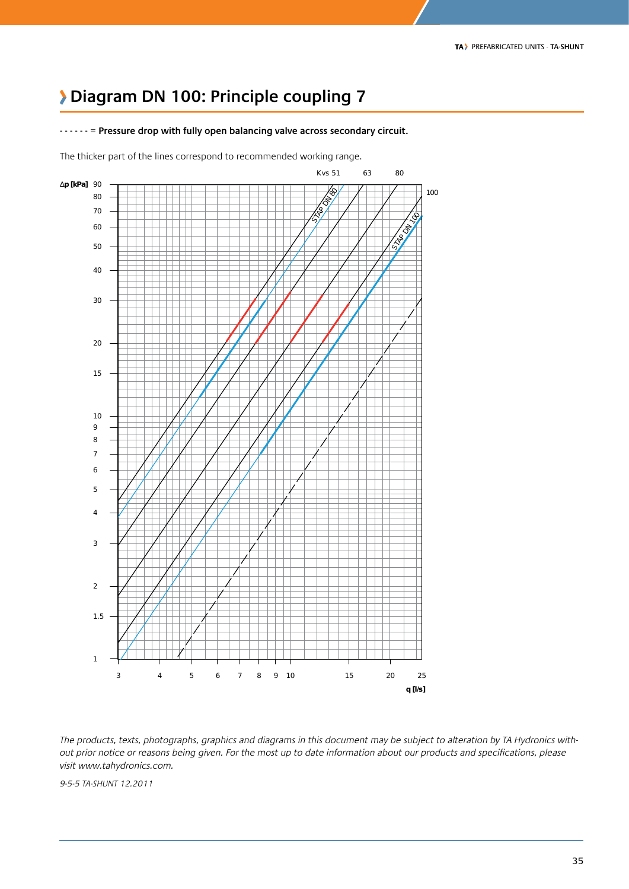# Diagram DN 100: Principle coupling 7

- - - - - - = **Pressure drop with fully open balancing valve across secondary circuit.**

The thicker part of the lines correspond to recommended working range.

Kvs 51
63
80
100

STAP DN 80
STAP DN 100

Δp [kPa]
90
80
70
60
50
40
30
20
15
10
9
8
7
6
5
4
3
2
1.5
1

3
4
5
6
7
8
9
10
15
20
25

q [l/s]

*The products, texts, photographs, graphics and diagrams in this document may be subject to alteration by TA Hydronics without prior notice or reasons being given. For the most up to date information about our products and specifications, please visit www.tahydronics.com.*

*9-5-5 TA-SHUNT 12.2011*